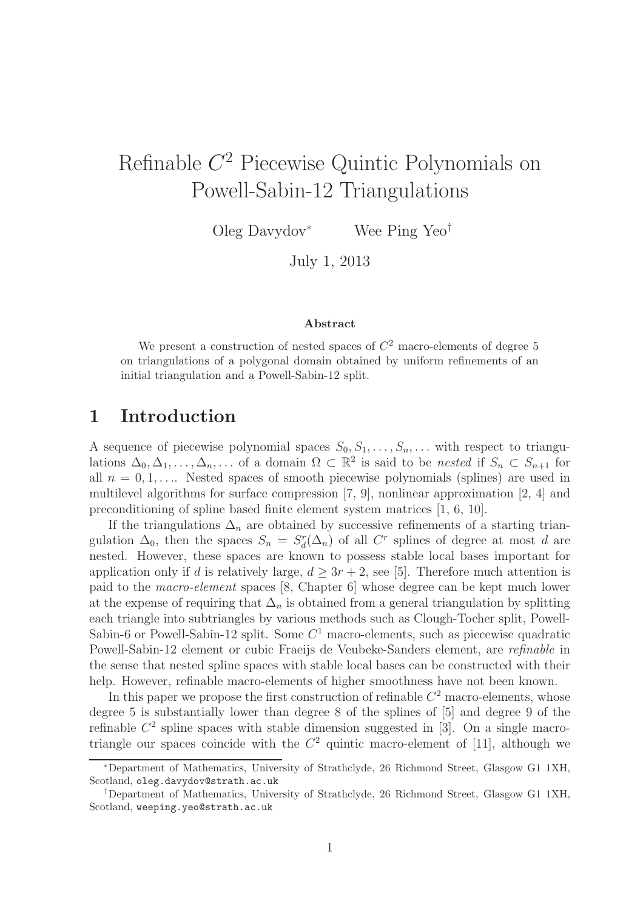# Refinable $C^2$ Piecewise Quintic Polynomials on Powell-Sabin-12 Triangulations

Oleg Davydov[*] Wee Ping Yeo[†]

July 1, 2013

**Abstract**

We present a construction of nested spaces of $C^2$ macro-elements of degree 5 on triangulations of a polygonal domain obtained by uniform refinements of an initial triangulation and a Powell-Sabin-12 split.

## 1 Introduction

A sequence of piecewise polynomial spaces $S_0, S_1, \ldots, S_n, \ldots$ with respect to triangulations $\Delta_0, \Delta_1, \ldots, \Delta_n, \ldots$ of a domain $\Omega \subset \mathbb{R}^2$ is said to be *nested* if $S_n \subset S_{n+1}$ for all $n = 0, 1, \ldots$. Nested spaces of smooth piecewise polynomials (splines) are used in multilevel algorithms for surface compression [7, 9], nonlinear approximation [2, 4] and preconditioning of spline based finite element system matrices [1, 6, 10].

If the triangulations $\Delta_n$ are obtained by successive refinements of a starting triangulation $\Delta_0$, then the spaces $S_n = S_d^r(\Delta_n)$ of all $C^r$ splines of degree at most $d$ are nested. However, these spaces are known to possess stable local bases important for application only if $d$ is relatively large, $d \geq 3r + 2$, see [5]. Therefore much attention is paid to the *macro-element* spaces [8, Chapter 6] whose degree can be kept much lower at the expense of requiring that $\Delta_n$ is obtained from a general triangulation by splitting each triangle into subtriangles by various methods such as Clough-Tocher split, Powell-Sabin-6 or Powell-Sabin-12 split. Some $C^1$ macro-elements, such as piecewise quadratic Powell-Sabin-12 element or cubic Fraeijs de Veubeke-Sanders element, are *refinable* in the sense that nested spline spaces with stable local bases can be constructed with their help. However, refinable macro-elements of higher smoothness have not been known.

In this paper we propose the first construction of refinable $C^2$ macro-elements, whose degree 5 is substantially lower than degree 8 of the splines of [5] and degree 9 of the refinable $C^2$ spline spaces with stable dimension suggested in [3]. On a single macro-triangle our spaces coincide with the $C^2$ quintic macro-element of [11], although we

---

[*] Department of Mathematics, University of Strathclyde, 26 Richmond Street, Glasgow G1 1XH, Scotland, oleg.davydov@strath.ac.uk

[†] Department of Mathematics, University of Strathclyde, 26 Richmond Street, Glasgow G1 1XH, Scotland, weeping.yeo@strath.ac.uk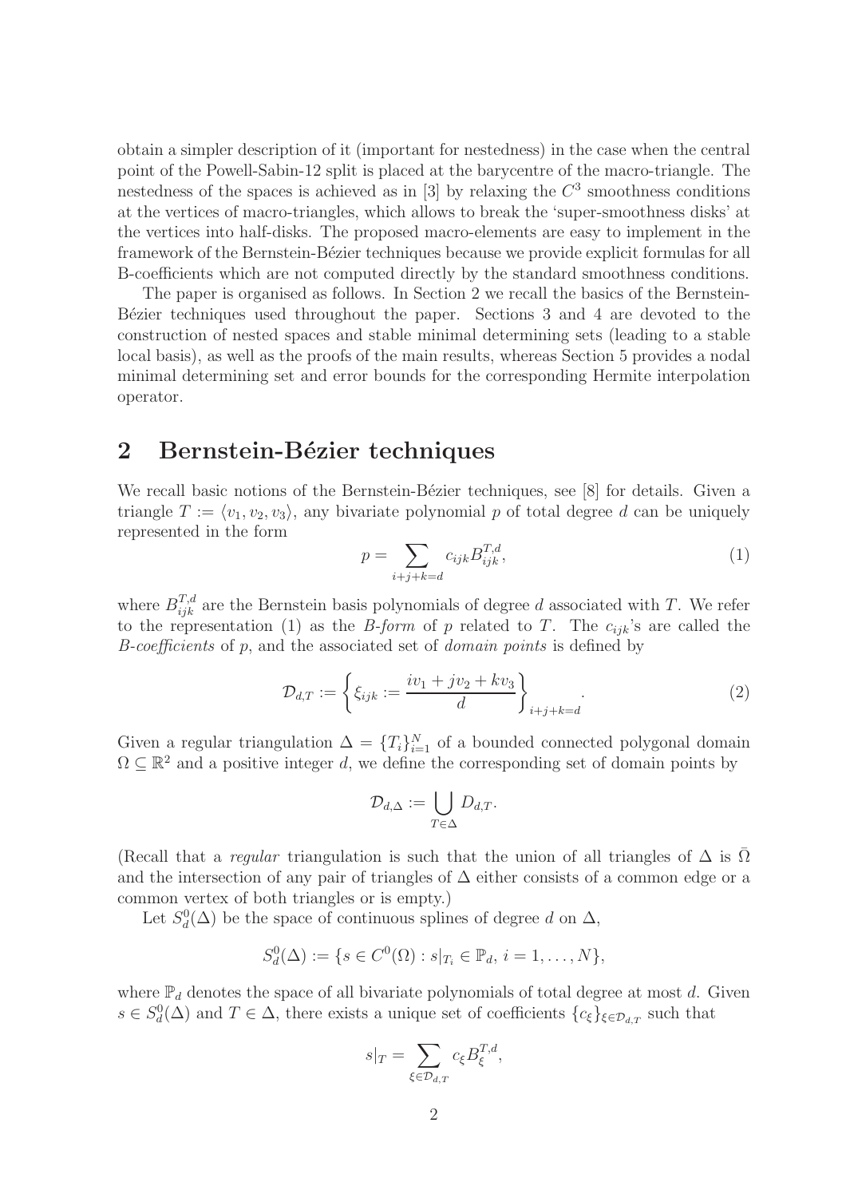obtain a simpler description of it (important for nestedness) in the case when the central point of the Powell-Sabin-12 split is placed at the barycentre of the macro-triangle. The nestedness of the spaces is achieved as in [3] by relaxing the $C^3$ smoothness conditions at the vertices of macro-triangles, which allows to break the 'super-smoothness disks' at the vertices into half-disks. The proposed macro-elements are easy to implement in the framework of the Bernstein-Bézier techniques because we provide explicit formulas for all B-coefficients which are not computed directly by the standard smoothness conditions.

The paper is organised as follows. In Section 2 we recall the basics of the Bernstein-Bézier techniques used throughout the paper. Sections 3 and 4 are devoted to the construction of nested spaces and stable minimal determining sets (leading to a stable local basis), as well as the proofs of the main results, whereas Section 5 provides a nodal minimal determining set and error bounds for the corresponding Hermite interpolation operator.

## 2 Bernstein-Bézier techniques

We recall basic notions of the Bernstein-Bézier techniques, see [8] for details. Given a triangle $T := \langle v_1, v_2, v_3 \rangle$, any bivariate polynomial $p$ of total degree $d$ can be uniquely represented in the form

$$p = \sum_{i+j+k=d} c_{ijk} B_{ijk}^{T,d}, \tag{1}$$

where $B_{ijk}^{T,d}$ are the Bernstein basis polynomials of degree $d$ associated with $T$. We refer to the representation (1) as the *B-form* of $p$ related to $T$. The $c_{ijk}$'s are called the *B-coefficients* of $p$, and the associated set of *domain points* is defined by

$$\mathcal{D}_{d,T} := \left\{ \xi_{ijk} := \frac{iv_1 + jv_2 + kv_3}{d} \right\}_{i+j+k=d}. \tag{2}$$

Given a regular triangulation $\Delta = \{T_i\}_{i=1}^N$ of a bounded connected polygonal domain $\Omega \subseteq \mathbb{R}^2$ and a positive integer $d$, we define the corresponding set of domain points by

$$\mathcal{D}_{d,\Delta} := \bigcup_{T \in \Delta} D_{d,T}.$$

(Recall that a *regular* triangulation is such that the union of all triangles of $\Delta$ is $\bar{\Omega}$ and the intersection of any pair of triangles of $\Delta$ either consists of a common edge or a common vertex of both triangles or is empty.)

Let $S_d^0(\Delta)$ be the space of continuous splines of degree $d$ on $\Delta$,

$$S_d^0(\Delta) := \{ s \in C^0(\Omega) : s|_{T_i} \in \mathbb{P}_d,\ i = 1, \ldots, N \},$$

where $\mathbb{P}_d$ denotes the space of all bivariate polynomials of total degree at most $d$. Given $s \in S_d^0(\Delta)$ and $T \in \Delta$, there exists a unique set of coefficients $\{c_\xi\}_{\xi \in \mathcal{D}_{d,T}}$ such that

$$s|_T = \sum_{\xi \in \mathcal{D}_{d,T}} c_\xi B_\xi^{T,d},$$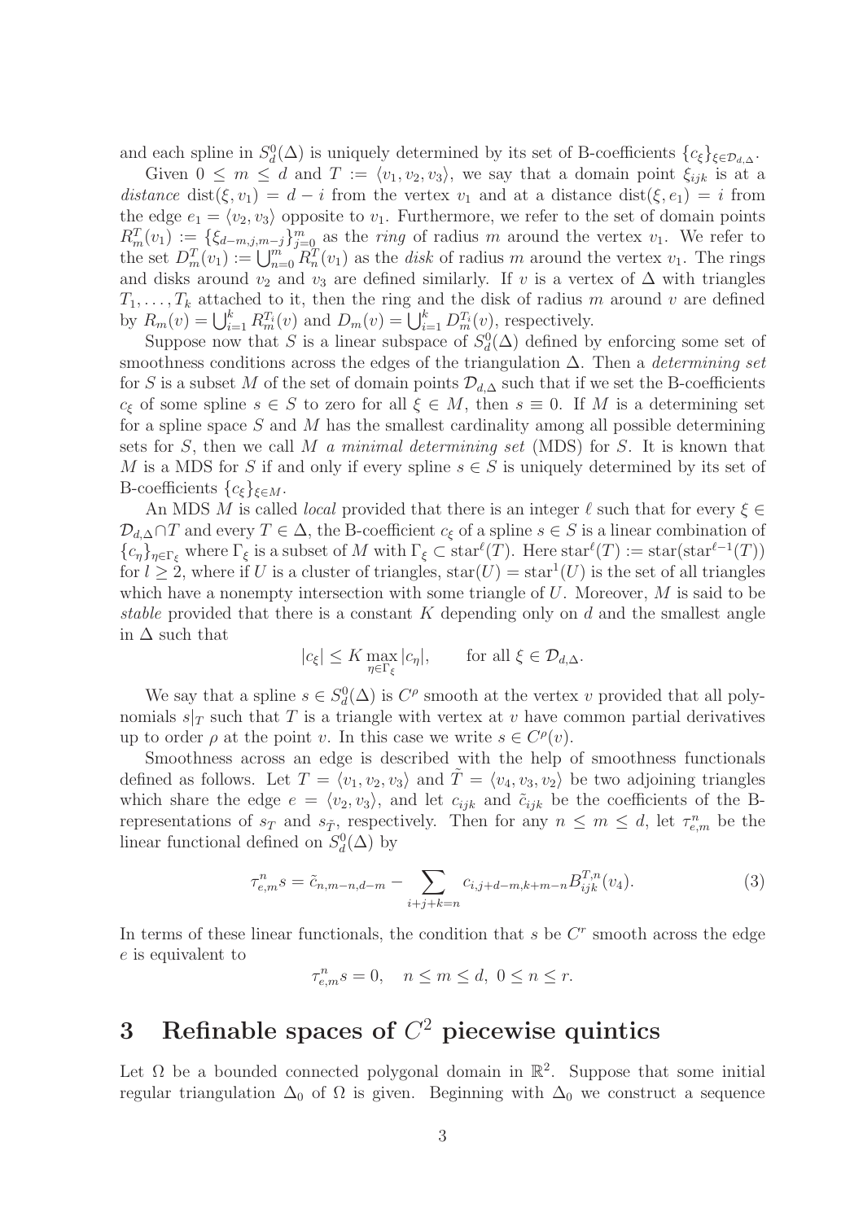and each spline in $S^0_d(\Delta)$ is uniquely determined by its set of B-coefficients $\{c_\xi\}_{\xi \in \mathcal{D}_{d,\Delta}}$.

Given $0 \le m \le d$ and $T := \langle v_1, v_2, v_3 \rangle$, we say that a domain point $\xi_{ijk}$ is at a *distance* $\operatorname{dist}(\xi, v_1) = d - i$ from the vertex $v_1$ and at a distance $\operatorname{dist}(\xi, e_1) = i$ from the edge $e_1 = \langle v_2, v_3 \rangle$ opposite to $v_1$. Furthermore, we refer to the set of domain points $R^T_m(v_1) := \{\xi_{d-m,j,m-j}\}_{j=0}^m$ as the *ring* of radius $m$ around the vertex $v_1$. We refer to the set $D^T_m(v_1) := \bigcup_{n=0}^m R^T_n(v_1)$ as the *disk* of radius $m$ around the vertex $v_1$. The rings and disks around $v_2$ and $v_3$ are defined similarly. If $v$ is a vertex of $\Delta$ with triangles $T_1, \ldots, T_k$ attached to it, then the ring and the disk of radius $m$ around $v$ are defined by $R_m(v) = \bigcup_{i=1}^k R^{T_i}_m(v)$ and $D_m(v) = \bigcup_{i=1}^k D^{T_i}_m(v)$, respectively.

Suppose now that $S$ is a linear subspace of $S^0_d(\Delta)$ defined by enforcing some set of smoothness conditions across the edges of the triangulation $\Delta$. Then a *determining set* for $S$ is a subset $M$ of the set of domain points $\mathcal{D}_{d,\Delta}$ such that if we set the B-coefficients $c_\xi$ of some spline $s \in S$ to zero for all $\xi \in M$, then $s \equiv 0$. If $M$ is a determining set for a spline space $S$ and $M$ has the smallest cardinality among all possible determining sets for $S$, then we call $M$ *a minimal determining set* (MDS) for $S$. It is known that $M$ is a MDS for $S$ if and only if every spline $s \in S$ is uniquely determined by its set of B-coefficients $\{c_\xi\}_{\xi \in M}$.

An MDS $M$ is called *local* provided that there is an integer $\ell$ such that for every $\xi \in \mathcal{D}_{d,\Delta} \cap T$ and every $T \in \Delta$, the B-coefficient $c_\xi$ of a spline $s \in S$ is a linear combination of $\{c_\eta\}_{\eta \in \Gamma_\xi}$ where $\Gamma_\xi$ is a subset of $M$ with $\Gamma_\xi \subset \operatorname{star}^\ell(T)$. Here $\operatorname{star}^\ell(T) := \operatorname{star}(\operatorname{star}^{\ell-1}(T))$ for $l \ge 2$, where if $U$ is a cluster of triangles, $\operatorname{star}(U) = \operatorname{star}^1(U)$ is the set of all triangles which have a nonempty intersection with some triangle of $U$. Moreover, $M$ is said to be *stable* provided that there is a constant $K$ depending only on $d$ and the smallest angle in $\Delta$ such that

$$|c_\xi| \le K \max_{\eta \in \Gamma_\xi} |c_\eta|, \qquad \text{for all } \xi \in \mathcal{D}_{d,\Delta}.$$

We say that a spline $s \in S^0_d(\Delta)$ is $C^\rho$ smooth at the vertex $v$ provided that all polynomials $s|_T$ such that $T$ is a triangle with vertex at $v$ have common partial derivatives up to order $\rho$ at the point $v$. In this case we write $s \in C^\rho(v)$.

Smoothness across an edge is described with the help of smoothness functionals defined as follows. Let $T = \langle v_1, v_2, v_3 \rangle$ and $\tilde{T} = \langle v_4, v_3, v_2 \rangle$ be two adjoining triangles which share the edge $e = \langle v_2, v_3 \rangle$, and let $c_{ijk}$ and $\tilde{c}_{ijk}$ be the coefficients of the B-representations of $s_T$ and $s_{\tilde{T}}$, respectively. Then for any $n \le m \le d$, let $\tau^n_{e,m}$ be the linear functional defined on $S^0_d(\Delta)$ by

$$\tau^n_{e,m} s = \tilde{c}_{n,m-n,d-m} - \sum_{i+j+k=n} c_{i,j+d-m,k+m-n} B^{T,n}_{ijk}(v_4). \tag{3}$$

In terms of these linear functionals, the condition that $s$ be $C^r$ smooth across the edge $e$ is equivalent to

$$\tau^n_{e,m} s = 0, \quad n \le m \le d, \ 0 \le n \le r.$$

# 3 Refinable spaces of $C^2$ piecewise quintics

Let $\Omega$ be a bounded connected polygonal domain in $\mathbb{R}^2$. Suppose that some initial regular triangulation $\Delta_0$ of $\Omega$ is given. Beginning with $\Delta_0$ we construct a sequence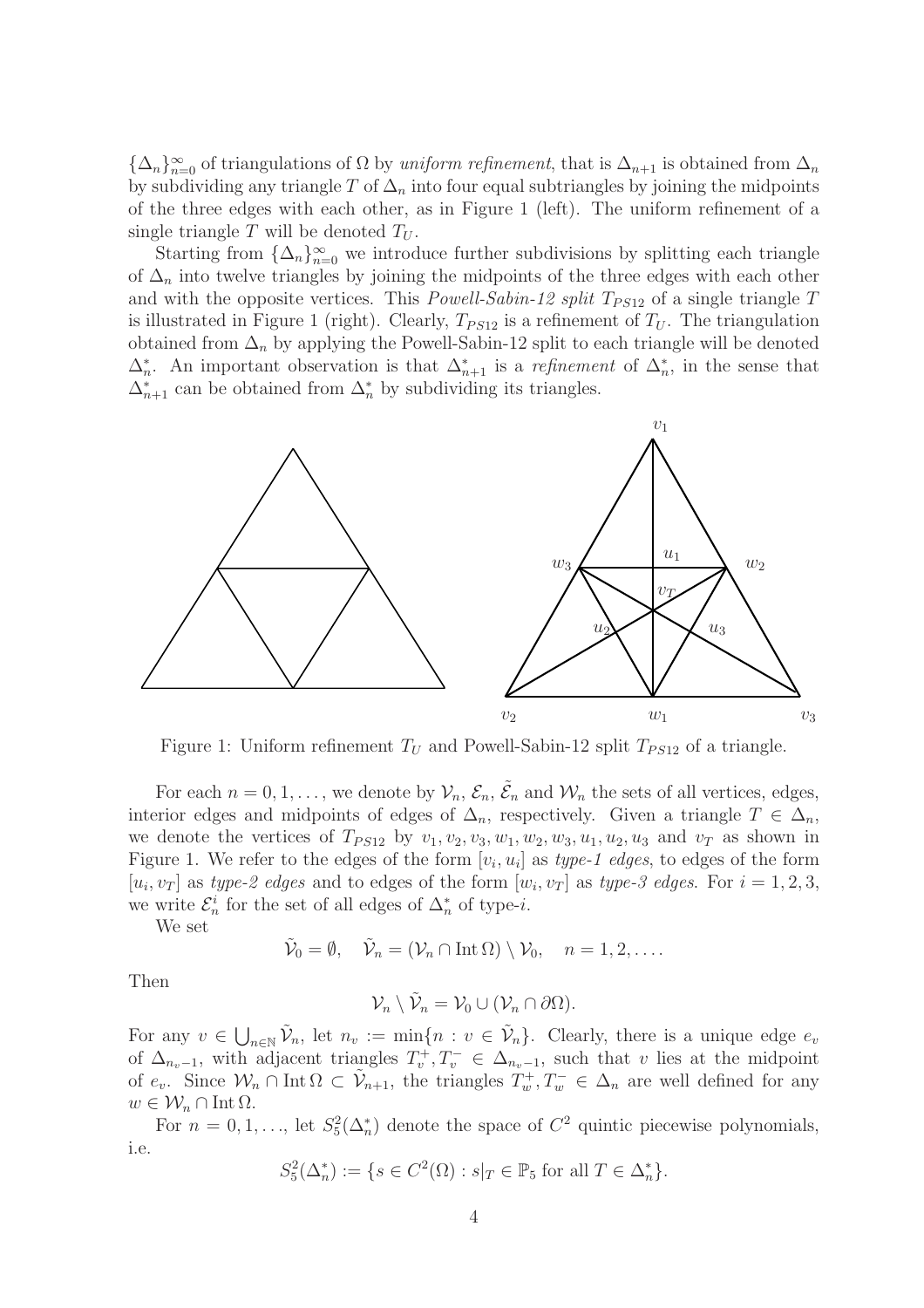$\{\Delta_n\}_{n=0}^{\infty}$ of triangulations of $\Omega$ by *uniform refinement*, that is $\Delta_{n+1}$ is obtained from $\Delta_n$ by subdividing any triangle $T$ of $\Delta_n$ into four equal subtriangles by joining the midpoints of the three edges with each other, as in Figure 1 (left). The uniform refinement of a single triangle $T$ will be denoted $T_U$.

Starting from $\{\Delta_n\}_{n=0}^{\infty}$ we introduce further subdivisions by splitting each triangle of $\Delta_n$ into twelve triangles by joining the midpoints of the three edges with each other and with the opposite vertices. This *Powell-Sabin-12 split* $T_{PS12}$ of a single triangle $T$ is illustrated in Figure 1 (right). Clearly, $T_{PS12}$ is a refinement of $T_U$. The triangulation obtained from $\Delta_n$ by applying the Powell-Sabin-12 split to each triangle will be denoted $\Delta_n^*$. An important observation is that $\Delta_{n+1}^*$ is a *refinement* of $\Delta_n^*$, in the sense that $\Delta_{n+1}^*$ can be obtained from $\Delta_n^*$ by subdividing its triangles.

Figure 1: Uniform refinement $T_U$ and Powell-Sabin-12 split $T_{PS12}$ of a triangle.

For each $n = 0, 1, \ldots$, we denote by $\mathcal{V}_n$, $\mathcal{E}_n$, $\tilde{\mathcal{E}}_n$ and $\mathcal{W}_n$ the sets of all vertices, edges, interior edges and midpoints of edges of $\Delta_n$, respectively. Given a triangle $T \in \Delta_n$, we denote the vertices of $T_{PS12}$ by $v_1, v_2, v_3, w_1, w_2, w_3, u_1, u_2, u_3$ and $v_T$ as shown in Figure 1. We refer to the edges of the form $[v_i, u_i]$ as *type-1 edges*, to edges of the form $[u_i, v_T]$ as *type-2 edges* and to edges of the form $[w_i, v_T]$ as *type-3 edges*. For $i = 1, 2, 3$, we write $\mathcal{E}_n^i$ for the set of all edges of $\Delta_n^*$ of type-$i$.

We set

$$\tilde{\mathcal{V}}_0 = \emptyset, \quad \tilde{\mathcal{V}}_n = (\mathcal{V}_n \cap \operatorname{Int}\Omega) \setminus \mathcal{V}_0, \quad n = 1, 2, \ldots.$$

Then

$$\mathcal{V}_n \setminus \tilde{\mathcal{V}}_n = \mathcal{V}_0 \cup (\mathcal{V}_n \cap \partial\Omega).$$

For any $v \in \bigcup_{n\in\mathbb{N}} \tilde{\mathcal{V}}_n$, let $n_v := \min\{n : v \in \tilde{\mathcal{V}}_n\}$. Clearly, there is a unique edge $e_v$ of $\Delta_{n_v-1}$, with adjacent triangles $T_v^+, T_v^- \in \Delta_{n_v-1}$, such that $v$ lies at the midpoint of $e_v$. Since $\mathcal{W}_n \cap \operatorname{Int}\Omega \subset \tilde{\mathcal{V}}_{n+1}$, the triangles $T_w^+, T_w^- \in \Delta_n$ are well defined for any $w \in \mathcal{W}_n \cap \operatorname{Int}\Omega$.

For $n = 0, 1, \ldots$, let $S_5^2(\Delta_n^*)$ denote the space of $C^2$ quintic piecewise polynomials, i.e.

$$S_5^2(\Delta_n^*) := \{s \in C^2(\Omega) : s|_T \in \mathbb{P}_5 \text{ for all } T \in \Delta_n^*\}.$$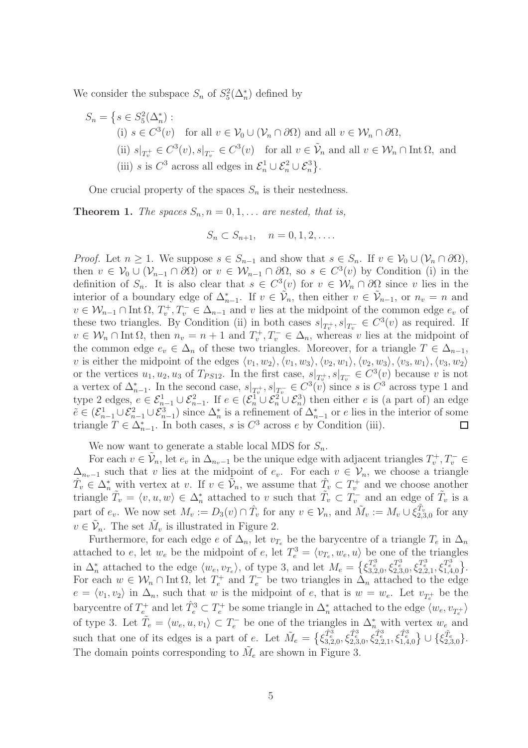We consider the subspace $S_n$ of $S_5^2(\Delta_n^*)$ defined by

$$
\begin{aligned}
S_n = \big\{ s \in S_5^2(\Delta_n^*) :&\\
&\text{(i) } s \in C^3(v) \quad \text{for all } v \in \mathcal{V}_0 \cup (\mathcal{V}_n \cap \partial\Omega) \text{ and all } v \in \mathcal{W}_n \cap \partial\Omega,\\
&\text{(ii) } s|_{T_v^+} \in C^3(v), s|_{T_v^-} \in C^3(v) \quad \text{for all } v \in \tilde{\mathcal{V}}_n \text{ and all } v \in \mathcal{W}_n \cap \operatorname{Int}\Omega, \text{ and}\\
&\text{(iii) } s \text{ is } C^3 \text{ across all edges in } \mathcal{E}_n^1 \cup \mathcal{E}_n^2 \cup \mathcal{E}_n^3 \big\}.
\end{aligned}
$$

One crucial property of the spaces $S_n$ is their nestedness.

**Theorem 1.** *The spaces $S_n, n = 0, 1, \ldots$ are nested, that is,*

$$
S_n \subset S_{n+1}, \quad n = 0, 1, 2, \ldots.
$$

*Proof.* Let $n \geq 1$. We suppose $s \in S_{n-1}$ and show that $s \in S_n$. If $v \in \mathcal{V}_0 \cup (\mathcal{V}_n \cap \partial\Omega)$, then $v \in \mathcal{V}_0 \cup (\mathcal{V}_{n-1} \cap \partial\Omega)$ or $v \in \mathcal{W}_{n-1} \cap \partial\Omega$, so $s \in C^3(v)$ by Condition (i) in the definition of $S_n$. It is also clear that $s \in C^3(v)$ for $v \in \mathcal{W}_n \cap \partial\Omega$ since $v$ lies in the interior of a boundary edge of $\Delta_{n-1}^*$. If $v \in \tilde{\mathcal{V}}_n$, then either $v \in \tilde{\mathcal{V}}_{n-1}$, or $n_v = n$ and $v \in \mathcal{W}_{n-1} \cap \operatorname{Int}\Omega$, $T_v^+, T_v^- \in \Delta_{n-1}$ and $v$ lies at the midpoint of the common edge $e_v$ of these two triangles. By Condition (ii) in both cases $s|_{T_v^+}, s|_{T_v^-} \in C^3(v)$ as required. If $v \in \mathcal{W}_n \cap \operatorname{Int}\Omega$, then $n_v = n + 1$ and $T_v^+, T_v^- \in \Delta_n$, whereas $v$ lies at the midpoint of the common edge $e_v \in \Delta_n$ of these two triangles. Moreover, for a triangle $T \in \Delta_{n-1}$, $v$ is either the midpoint of the edges $\langle v_1, w_2\rangle, \langle v_1, w_3\rangle, \langle v_2, w_1\rangle, \langle v_2, w_3\rangle, \langle v_3, w_1\rangle, \langle v_3, w_2\rangle$ or the vertices $u_1, u_2, u_3$ of $T_{PS12}$. In the first case, $s|_{T_v^+}, s|_{T_v^-} \in C^3(v)$ because $v$ is not a vertex of $\Delta_{n-1}^*$. In the second case, $s|_{T_v^+}, s|_{T_v^-} \in C^3(v)$ since $s$ is $C^3$ across type 1 and type 2 edges, $e \in \mathcal{E}_{n-1}^1 \cup \mathcal{E}_{n-1}^2$. If $e \in (\mathcal{E}_n^1 \cup \mathcal{E}_n^2 \cup \mathcal{E}_n^3)$ then either $e$ is (a part of) an edge $\tilde{e} \in (\mathcal{E}_{n-1}^1 \cup \mathcal{E}_{n-1}^2 \cup \mathcal{E}_{n-1}^3)$ since $\Delta_n^*$ is a refinement of $\Delta_{n-1}^*$ or $e$ lies in the interior of some triangle $T \in \Delta_{n-1}^*$. In both cases, $s$ is $C^3$ across $e$ by Condition (iii). $\square$

We now want to generate a stable local MDS for $S_n$.

For each $v \in \tilde{\mathcal{V}}_n$, let $e_v$ in $\Delta_{n_v-1}$ be the unique edge with adjacent triangles $T_v^+, T_v^- \in \Delta_{n_v-1}$ such that $v$ lies at the midpoint of $e_v$. For each $v \in \mathcal{V}_n$, we choose a triangle $\hat{T}_v \in \Delta_n^*$ with vertex at $v$. If $v \in \tilde{\mathcal{V}}_n$, we assume that $\hat{T}_v \subset T_v^+$ and we choose another triangle $\tilde{T}_v = \langle v, u, w\rangle \in \Delta_n^*$ attached to $v$ such that $\tilde{T}_v \subset T_v^-$ and an edge of $\tilde{T}_v$ is a part of $e_v$. We now set $M_v := D_3(v) \cap \hat{T}_v$ for any $v \in \mathcal{V}_n$, and $\tilde{M}_v := M_v \cup \xi_{2,3,0}^{\tilde{T}_v}$ for any $v \in \tilde{\mathcal{V}}_n$. The set $\tilde{M}_v$ is illustrated in Figure 2.

Furthermore, for each edge $e$ of $\Delta_n$, let $v_{T_e}$ be the barycentre of a triangle $T_e$ in $\Delta_n$ attached to $e$, let $w_e$ be the midpoint of $e$, let $T_e^3 = \langle v_{T_e}, w_e, u\rangle$ be one of the triangles in $\Delta_n^*$ attached to the edge $\langle w_e, v_{T_e}\rangle$, of type 3, and let $M_e = \big\{\xi_{3,2,0}^{T_e^3}, \xi_{2,3,0}^{T_e^3}, \xi_{2,2,1}^{T_e^3}, \xi_{1,4,0}^{T_e^3}\big\}$. For each $w \in \mathcal{W}_n \cap \operatorname{Int}\Omega$, let $T_e^+$ and $T_e^-$ be two triangles in $\Delta_n$ attached to the edge $e = \langle v_1, v_2\rangle$ in $\Delta_n$, such that $w$ is the midpoint of $e$, that is $w = w_e$. Let $v_{T_e^+}$ be the barycentre of $T_e^+$ and let $\hat{T}_e^3 \subset T_e^+$ be some triangle in $\Delta_n^*$ attached to the edge $\langle w_e, v_{T_e^+}\rangle$ of type 3. Let $\tilde{T}_e = \langle w_e, u, v_1\rangle \subset T_e^-$ be one of the triangles in $\Delta_n^*$ with vertex $w_e$ and such that one of its edges is a part of $e$. Let $\tilde{M}_e = \big\{\xi_{3,2,0}^{\hat{T}_e^3}, \xi_{2,3,0}^{\hat{T}_e^3}, \xi_{2,2,1}^{\hat{T}_e^3}, \xi_{1,4,0}^{\hat{T}_e^3}\big\} \cup \{\xi_{2,3,0}^{\tilde{T}_e}\}$. The domain points corresponding to $\tilde{M}_e$ are shown in Figure 3.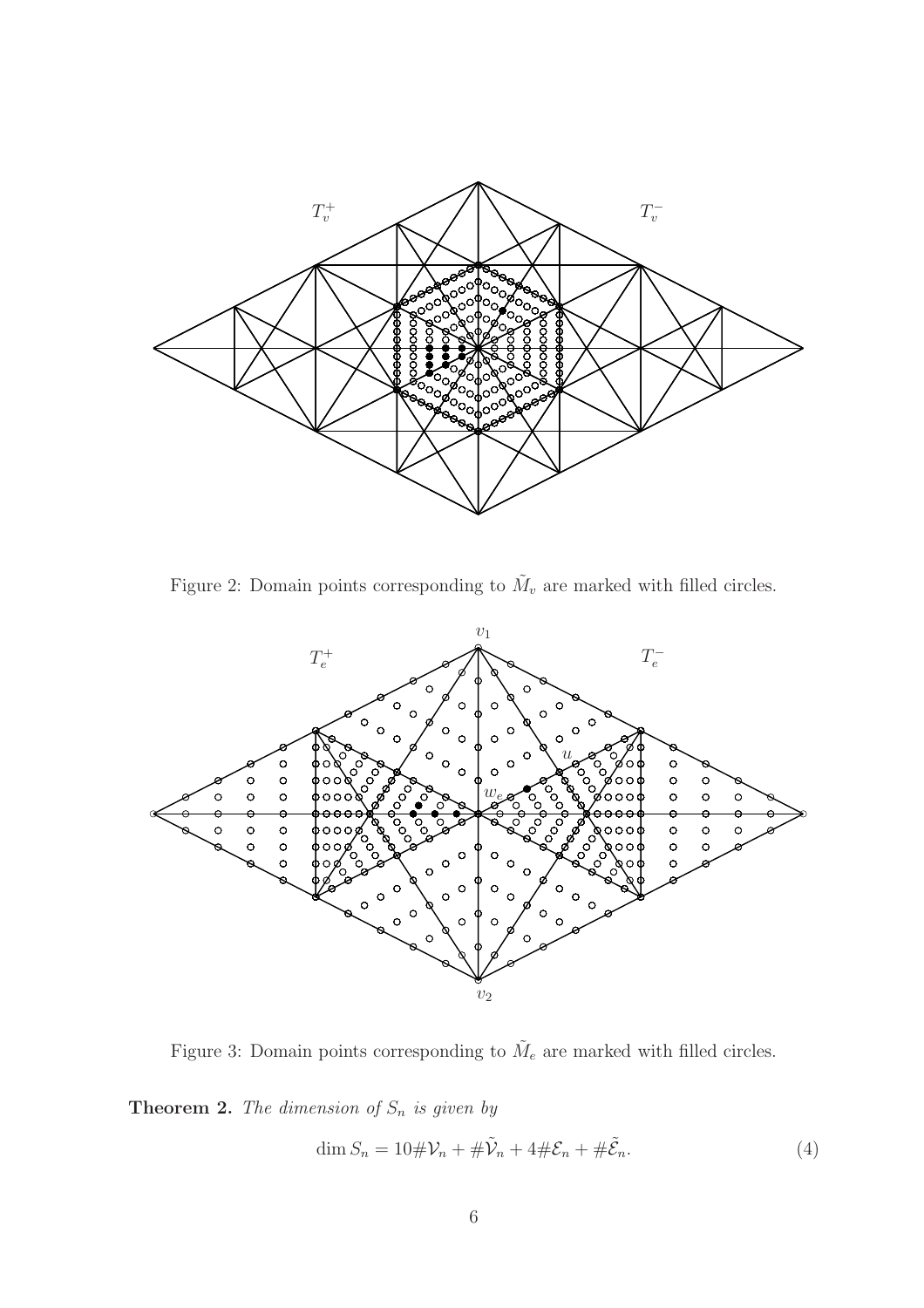Figure 2: Domain points corresponding to $\tilde{M}_v$ are marked with filled circles.

Figure 3: Domain points corresponding to $\tilde{M}_e$ are marked with filled circles.

**Theorem 2.** *The dimension of $S_n$ is given by*

$$\dim S_n = 10\#\mathcal{V}_n + \#\tilde{\mathcal{V}}_n + 4\#\mathcal{E}_n + \#\tilde{\mathcal{E}}_n. \tag{4}$$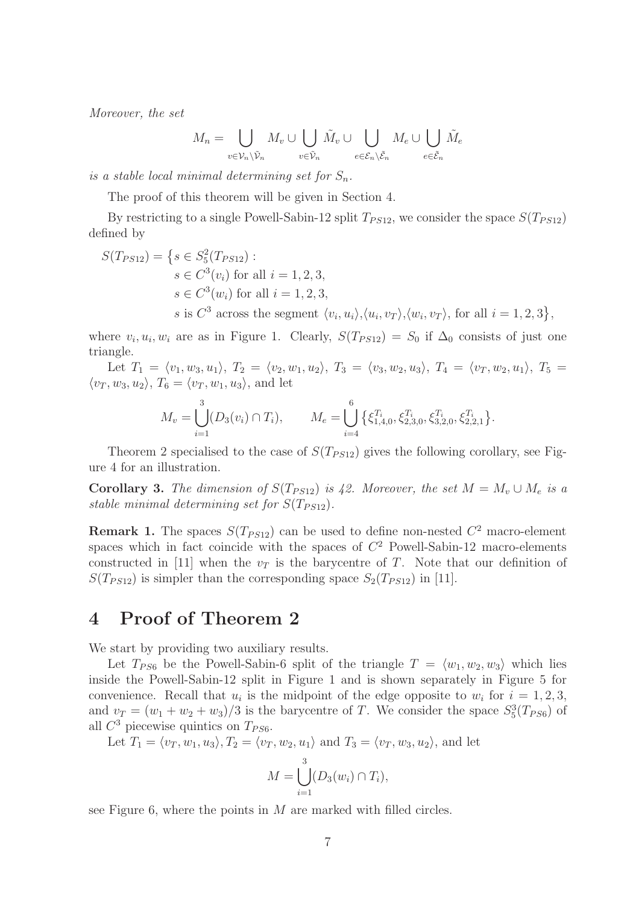*Moreover, the set*

$$M_n = \bigcup_{v \in \mathcal{V}_n \setminus \tilde{\mathcal{V}}_n} M_v \cup \bigcup_{v \in \tilde{\mathcal{V}}_n} \tilde{M}_v \cup \bigcup_{e \in \mathcal{E}_n \setminus \tilde{\mathcal{E}}_n} M_e \cup \bigcup_{e \in \tilde{\mathcal{E}}_n} \tilde{M}_e$$

*is a stable local minimal determining set for $S_n$.*

The proof of this theorem will be given in Section 4.

By restricting to a single Powell-Sabin-12 split $T_{PS12}$, we consider the space $S(T_{PS12})$ defined by

$$\begin{aligned} S(T_{PS12}) = \big\{ s \in S_5^2(T_{PS12}) : & \\ & s \in C^3(v_i) \text{ for all } i = 1, 2, 3, \\ & s \in C^3(w_i) \text{ for all } i = 1, 2, 3, \\ & s \text{ is } C^3 \text{ across the segment } \langle v_i, u_i \rangle, \langle u_i, v_T \rangle, \langle w_i, v_T \rangle, \text{ for all } i = 1, 2, 3 \big\}, \end{aligned}$$

where $v_i, u_i, w_i$ are as in Figure 1. Clearly, $S(T_{PS12}) = S_0$ if $\Delta_0$ consists of just one triangle.

Let $T_1 = \langle v_1, w_3, u_1 \rangle$, $T_2 = \langle v_2, w_1, u_2 \rangle$, $T_3 = \langle v_3, w_2, u_3 \rangle$, $T_4 = \langle v_T, w_2, u_1 \rangle$, $T_5 = \langle v_T, w_3, u_2 \rangle$, $T_6 = \langle v_T, w_1, u_3 \rangle$, and let

$$M_v = \bigcup_{i=1}^{3} (D_3(v_i) \cap T_i), \qquad M_e = \bigcup_{i=4}^{6} \big\{ \xi_{1,4,0}^{T_i}, \xi_{2,3,0}^{T_i}, \xi_{3,2,0}^{T_i}, \xi_{2,2,1}^{T_i} \big\}.$$

Theorem 2 specialised to the case of $S(T_{PS12})$ gives the following corollary, see Figure 4 for an illustration.

**Corollary 3.** *The dimension of $S(T_{PS12})$ is 42. Moreover, the set $M = M_v \cup M_e$ is a stable minimal determining set for $S(T_{PS12})$.*

**Remark 1.** The spaces $S(T_{PS12})$ can be used to define non-nested $C^2$ macro-element spaces which in fact coincide with the spaces of $C^2$ Powell-Sabin-12 macro-elements constructed in [11] when the $v_T$ is the barycentre of $T$. Note that our definition of $S(T_{PS12})$ is simpler than the corresponding space $S_2(T_{PS12})$ in [11].

# 4 Proof of Theorem 2

We start by providing two auxiliary results.

Let $T_{PS6}$ be the Powell-Sabin-6 split of the triangle $T = \langle w_1, w_2, w_3 \rangle$ which lies inside the Powell-Sabin-12 split in Figure 1 and is shown separately in Figure 5 for convenience. Recall that $u_i$ is the midpoint of the edge opposite to $w_i$ for $i = 1, 2, 3$, and $v_T = (w_1 + w_2 + w_3)/3$ is the barycentre of $T$. We consider the space $S_5^3(T_{PS6})$ of all $C^3$ piecewise quintics on $T_{PS6}$.

Let $T_1 = \langle v_T, w_1, u_3 \rangle$, $T_2 = \langle v_T, w_2, u_1 \rangle$ and $T_3 = \langle v_T, w_3, u_2 \rangle$, and let

$$M = \bigcup_{i=1}^{3} (D_3(w_i) \cap T_i),$$

see Figure 6, where the points in $M$ are marked with filled circles.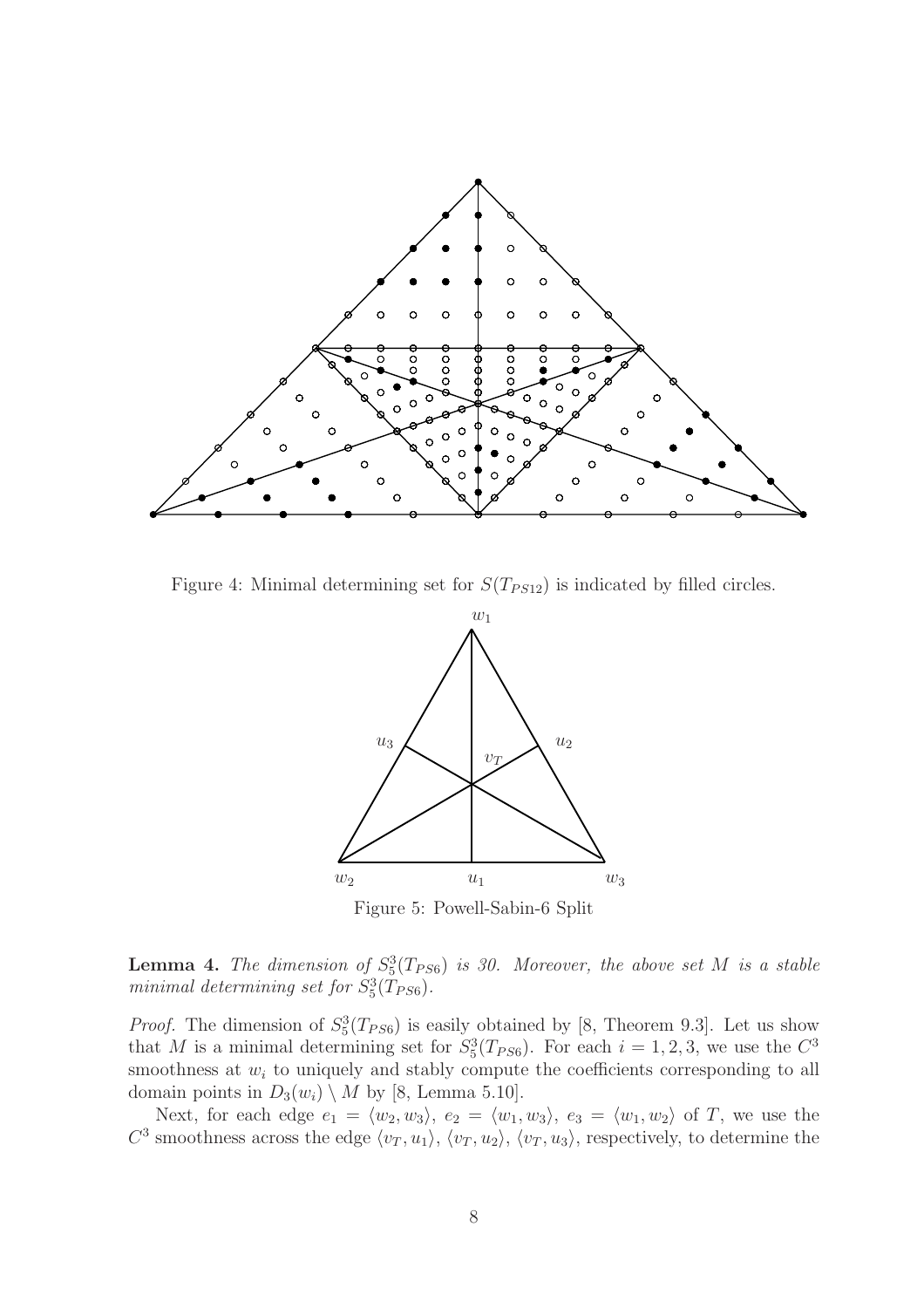Figure 4: Minimal determining set for $S(T_{PS12})$ is indicated by filled circles.

Figure 5: Powell-Sabin-6 Split

**Lemma 4.** *The dimension of $S_5^3(T_{PS6})$ is 30. Moreover, the above set $M$ is a stable minimal determining set for $S_5^3(T_{PS6})$.*

*Proof.* The dimension of $S_5^3(T_{PS6})$ is easily obtained by [8, Theorem 9.3]. Let us show that $M$ is a minimal determining set for $S_5^3(T_{PS6})$. For each $i = 1, 2, 3$, we use the $C^3$ smoothness at $w_i$ to uniquely and stably compute the coefficients corresponding to all domain points in $D_3(w_i) \setminus M$ by [8, Lemma 5.10].

Next, for each edge $e_1 = \langle w_2, w_3 \rangle$, $e_2 = \langle w_1, w_3 \rangle$, $e_3 = \langle w_1, w_2 \rangle$ of $T$, we use the $C^3$ smoothness across the edge $\langle v_T, u_1 \rangle$, $\langle v_T, u_2 \rangle$, $\langle v_T, u_3 \rangle$, respectively, to determine the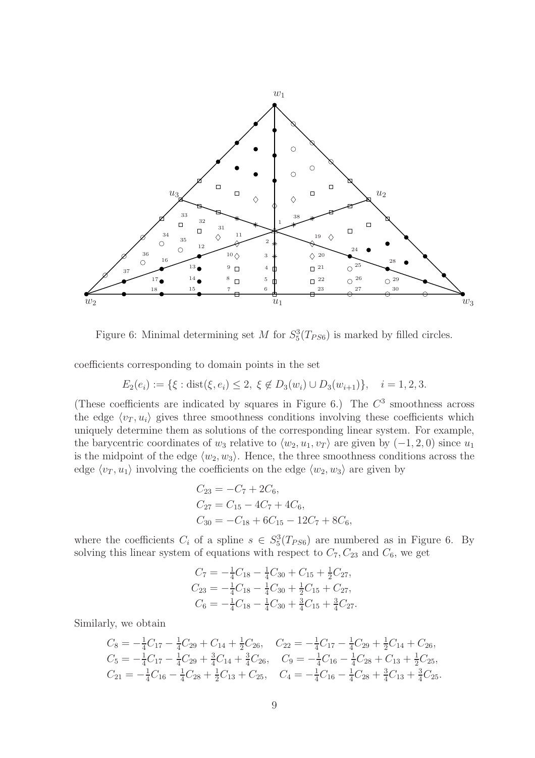Figure 6: Minimal determining set $M$ for $S_5^3(T_{PS6})$ is marked by filled circles.

coefficients corresponding to domain points in the set

$$E_2(e_i) := \{\xi : \text{dist}(\xi, e_i) \le 2,\ \xi \notin D_3(w_i) \cup D_3(w_{i+1})\}, \quad i = 1, 2, 3.$$

(These coefficients are indicated by squares in Figure 6.) The $C^3$ smoothness across the edge $\langle v_T, u_i \rangle$ gives three smoothness conditions involving these coefficients which uniquely determine them as solutions of the corresponding linear system. For example, the barycentric coordinates of $w_3$ relative to $\langle w_2, u_1, v_T \rangle$ are given by $(-1, 2, 0)$ since $u_1$ is the midpoint of the edge $\langle w_2, w_3 \rangle$. Hence, the three smoothness conditions across the edge $\langle v_T, u_1 \rangle$ involving the coefficients on the edge $\langle w_2, w_3 \rangle$ are given by

$$\begin{aligned}
C_{23} &= -C_7 + 2C_6, \\
C_{27} &= C_{15} - 4C_7 + 4C_6, \\
C_{30} &= -C_{18} + 6C_{15} - 12C_7 + 8C_6,
\end{aligned}$$

where the coefficients $C_i$ of a spline $s \in S_5^3(T_{PS6})$ are numbered as in Figure 6. By solving this linear system of equations with respect to $C_7, C_{23}$ and $C_6$, we get

$$\begin{aligned}
C_7 &= -\tfrac{1}{4}C_{18} - \tfrac{1}{4}C_{30} + C_{15} + \tfrac{1}{2}C_{27}, \\
C_{23} &= -\tfrac{1}{4}C_{18} - \tfrac{1}{4}C_{30} + \tfrac{1}{2}C_{15} + C_{27}, \\
C_6 &= -\tfrac{1}{4}C_{18} - \tfrac{1}{4}C_{30} + \tfrac{3}{4}C_{15} + \tfrac{3}{4}C_{27}.
\end{aligned}$$

Similarly, we obtain

$$\begin{aligned}
C_8 &= -\tfrac{1}{4}C_{17} - \tfrac{1}{4}C_{29} + C_{14} + \tfrac{1}{2}C_{26}, \quad C_{22} = -\tfrac{1}{4}C_{17} - \tfrac{1}{4}C_{29} + \tfrac{1}{2}C_{14} + C_{26}, \\
C_5 &= -\tfrac{1}{4}C_{17} - \tfrac{1}{4}C_{29} + \tfrac{3}{4}C_{14} + \tfrac{3}{4}C_{26}, \quad C_9 = -\tfrac{1}{4}C_{16} - \tfrac{1}{4}C_{28} + C_{13} + \tfrac{1}{2}C_{25}, \\
C_{21} &= -\tfrac{1}{4}C_{16} - \tfrac{1}{4}C_{28} + \tfrac{1}{2}C_{13} + C_{25}, \quad C_4 = -\tfrac{1}{4}C_{16} - \tfrac{1}{4}C_{28} + \tfrac{3}{4}C_{13} + \tfrac{3}{4}C_{25}.
\end{aligned}$$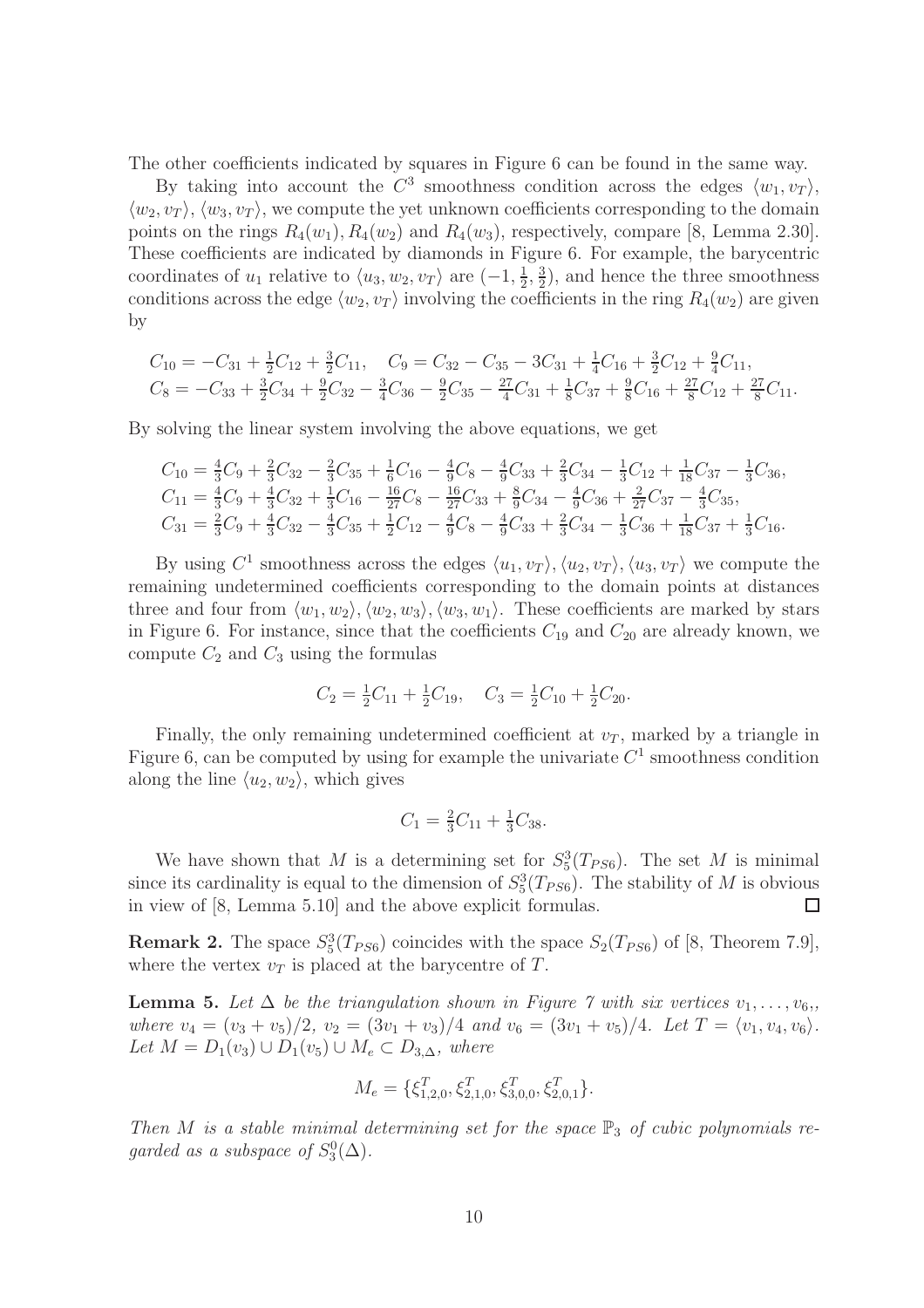The other coefficients indicated by squares in Figure 6 can be found in the same way.

By taking into account the $C^3$ smoothness condition across the edges $\langle w_1, v_T\rangle$, $\langle w_2, v_T\rangle$, $\langle w_3, v_T\rangle$, we compute the yet unknown coefficients corresponding to the domain points on the rings $R_4(w_1), R_4(w_2)$ and $R_4(w_3)$, respectively, compare [8, Lemma 2.30]. These coefficients are indicated by diamonds in Figure 6. For example, the barycentric coordinates of $u_1$ relative to $\langle u_3, w_2, v_T\rangle$ are $(-1, \frac{1}{2}, \frac{3}{2})$, and hence the three smoothness conditions across the edge $\langle w_2, v_T\rangle$ involving the coefficients in the ring $R_4(w_2)$ are given by

$$
\begin{aligned}
&C_{10} = -C_{31} + \tfrac{1}{2}C_{12} + \tfrac{3}{2}C_{11}, \quad C_9 = C_{32} - C_{35} - 3C_{31} + \tfrac{1}{4}C_{16} + \tfrac{3}{2}C_{12} + \tfrac{9}{4}C_{11},\\
&C_8 = -C_{33} + \tfrac{3}{2}C_{34} + \tfrac{9}{2}C_{32} - \tfrac{3}{4}C_{36} - \tfrac{9}{2}C_{35} - \tfrac{27}{4}C_{31} + \tfrac{1}{8}C_{37} + \tfrac{9}{8}C_{16} + \tfrac{27}{8}C_{12} + \tfrac{27}{8}C_{11}.
\end{aligned}
$$

By solving the linear system involving the above equations, we get

$$
\begin{aligned}
C_{10} &= \tfrac{4}{3}C_9 + \tfrac{2}{3}C_{32} - \tfrac{2}{3}C_{35} + \tfrac{1}{6}C_{16} - \tfrac{4}{9}C_8 - \tfrac{4}{9}C_{33} + \tfrac{2}{3}C_{34} - \tfrac{1}{3}C_{12} + \tfrac{1}{18}C_{37} - \tfrac{1}{3}C_{36},\\
C_{11} &= \tfrac{4}{3}C_9 + \tfrac{4}{3}C_{32} + \tfrac{1}{3}C_{16} - \tfrac{16}{27}C_8 - \tfrac{16}{27}C_{33} + \tfrac{8}{9}C_{34} - \tfrac{4}{9}C_{36} + \tfrac{2}{27}C_{37} - \tfrac{4}{3}C_{35},\\
C_{31} &= \tfrac{2}{3}C_9 + \tfrac{4}{3}C_{32} - \tfrac{4}{3}C_{35} + \tfrac{1}{2}C_{12} - \tfrac{4}{9}C_8 - \tfrac{4}{9}C_{33} + \tfrac{2}{3}C_{34} - \tfrac{1}{3}C_{36} + \tfrac{1}{18}C_{37} + \tfrac{1}{3}C_{16}.
\end{aligned}
$$

By using $C^1$ smoothness across the edges $\langle u_1, v_T\rangle, \langle u_2, v_T\rangle, \langle u_3, v_T\rangle$ we compute the remaining undetermined coefficients corresponding to the domain points at distances three and four from $\langle w_1, w_2\rangle, \langle w_2, w_3\rangle, \langle w_3, w_1\rangle$. These coefficients are marked by stars in Figure 6. For instance, since that the coefficients $C_{19}$ and $C_{20}$ are already known, we compute $C_2$ and $C_3$ using the formulas

$$
C_2 = \tfrac{1}{2}C_{11} + \tfrac{1}{2}C_{19}, \quad C_3 = \tfrac{1}{2}C_{10} + \tfrac{1}{2}C_{20}.
$$

Finally, the only remaining undetermined coefficient at $v_T$, marked by a triangle in Figure 6, can be computed by using for example the univariate $C^1$ smoothness condition along the line $\langle u_2, w_2\rangle$, which gives

$$
C_1 = \tfrac{2}{3}C_{11} + \tfrac{1}{3}C_{38}.
$$

We have shown that $M$ is a determining set for $S_5^3(T_{PS6})$. The set $M$ is minimal since its cardinality is equal to the dimension of $S_5^3(T_{PS6})$. The stability of $M$ is obvious in view of [8, Lemma 5.10] and the above explicit formulas. □

**Remark 2.** The space $S_5^3(T_{PS6})$ coincides with the space $S_2(T_{PS6})$ of [8, Theorem 7.9], where the vertex $v_T$ is placed at the barycentre of $T$.

**Lemma 5.** *Let $\Delta$ be the triangulation shown in Figure 7 with six vertices $v_1, \ldots, v_6$,, where $v_4 = (v_3 + v_5)/2$, $v_2 = (3v_1 + v_3)/4$ and $v_6 = (3v_1 + v_5)/4$. Let $T = \langle v_1, v_4, v_6\rangle$. Let $M = D_1(v_3) \cup D_1(v_5) \cup M_e \subset D_{3,\Delta}$, where*

$$
M_e = \{\xi^T_{1,2,0}, \xi^T_{2,1,0}, \xi^T_{3,0,0}, \xi^T_{2,0,1}\}.
$$

*Then $M$ is a stable minimal determining set for the space $\mathbb{P}_3$ of cubic polynomials regarded as a subspace of $S_3^0(\Delta)$.*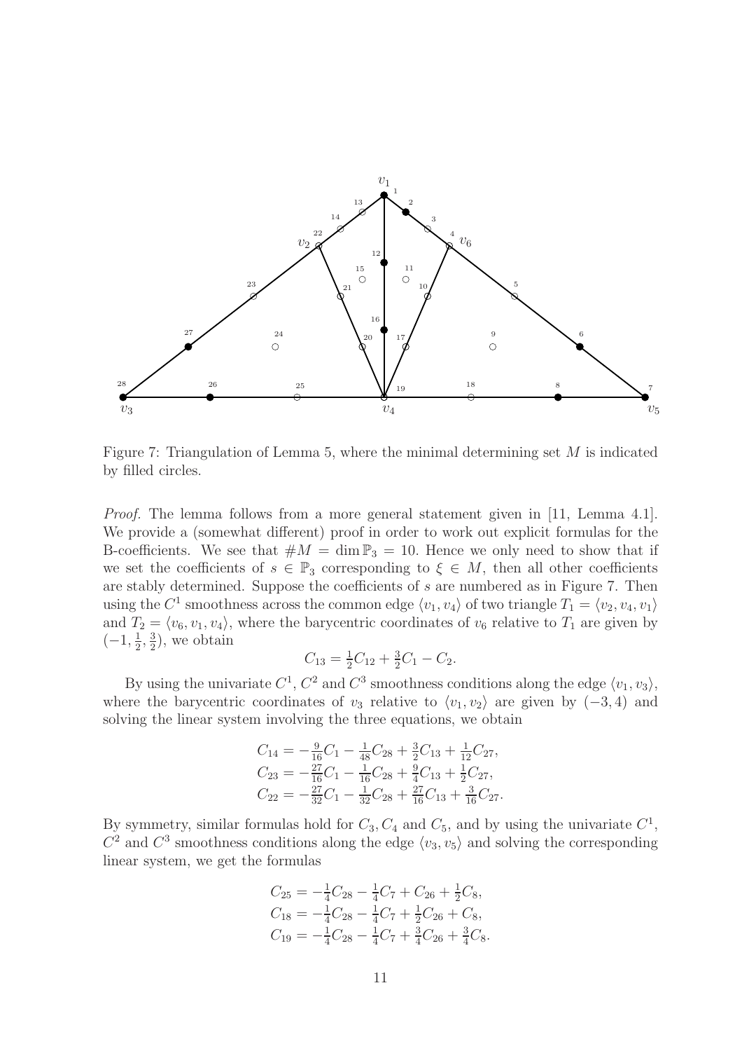Figure 7: Triangulation of Lemma 5, where the minimal determining set $M$ is indicated by filled circles.

*Proof.* The lemma follows from a more general statement given in [11, Lemma 4.1]. We provide a (somewhat different) proof in order to work out explicit formulas for the B-coefficients. We see that $\#M = \dim \mathbb{P}_3 = 10$. Hence we only need to show that if we set the coefficients of $s \in \mathbb{P}_3$ corresponding to $\xi \in M$, then all other coefficients are stably determined. Suppose the coefficients of $s$ are numbered as in Figure 7. Then using the $C^1$ smoothness across the common edge $\langle v_1, v_4 \rangle$ of two triangle $T_1 = \langle v_2, v_4, v_1 \rangle$ and $T_2 = \langle v_6, v_1, v_4 \rangle$, where the barycentric coordinates of $v_6$ relative to $T_1$ are given by $(-1, \frac{1}{2}, \frac{3}{2})$, we obtain

$$C_{13} = \tfrac{1}{2}C_{12} + \tfrac{3}{2}C_1 - C_2.$$

By using the univariate $C^1$, $C^2$ and $C^3$ smoothness conditions along the edge $\langle v_1, v_3 \rangle$, where the barycentric coordinates of $v_3$ relative to $\langle v_1, v_2 \rangle$ are given by $(-3, 4)$ and solving the linear system involving the three equations, we obtain

$$\begin{aligned}
C_{14} &= -\tfrac{9}{16}C_1 - \tfrac{1}{48}C_{28} + \tfrac{3}{2}C_{13} + \tfrac{1}{12}C_{27}, \\
C_{23} &= -\tfrac{27}{16}C_1 - \tfrac{1}{16}C_{28} + \tfrac{9}{4}C_{13} + \tfrac{1}{2}C_{27}, \\
C_{22} &= -\tfrac{27}{32}C_1 - \tfrac{1}{32}C_{28} + \tfrac{27}{16}C_{13} + \tfrac{3}{16}C_{27}.
\end{aligned}$$

By symmetry, similar formulas hold for $C_3, C_4$ and $C_5$, and by using the univariate $C^1$, $C^2$ and $C^3$ smoothness conditions along the edge $\langle v_3, v_5 \rangle$ and solving the corresponding linear system, we get the formulas

$$\begin{aligned}
C_{25} &= -\tfrac{1}{4}C_{28} - \tfrac{1}{4}C_7 + C_{26} + \tfrac{1}{2}C_8, \\
C_{18} &= -\tfrac{1}{4}C_{28} - \tfrac{1}{4}C_7 + \tfrac{1}{2}C_{26} + C_8, \\
C_{19} &= -\tfrac{1}{4}C_{28} - \tfrac{1}{4}C_7 + \tfrac{3}{4}C_{26} + \tfrac{3}{4}C_8.
\end{aligned}$$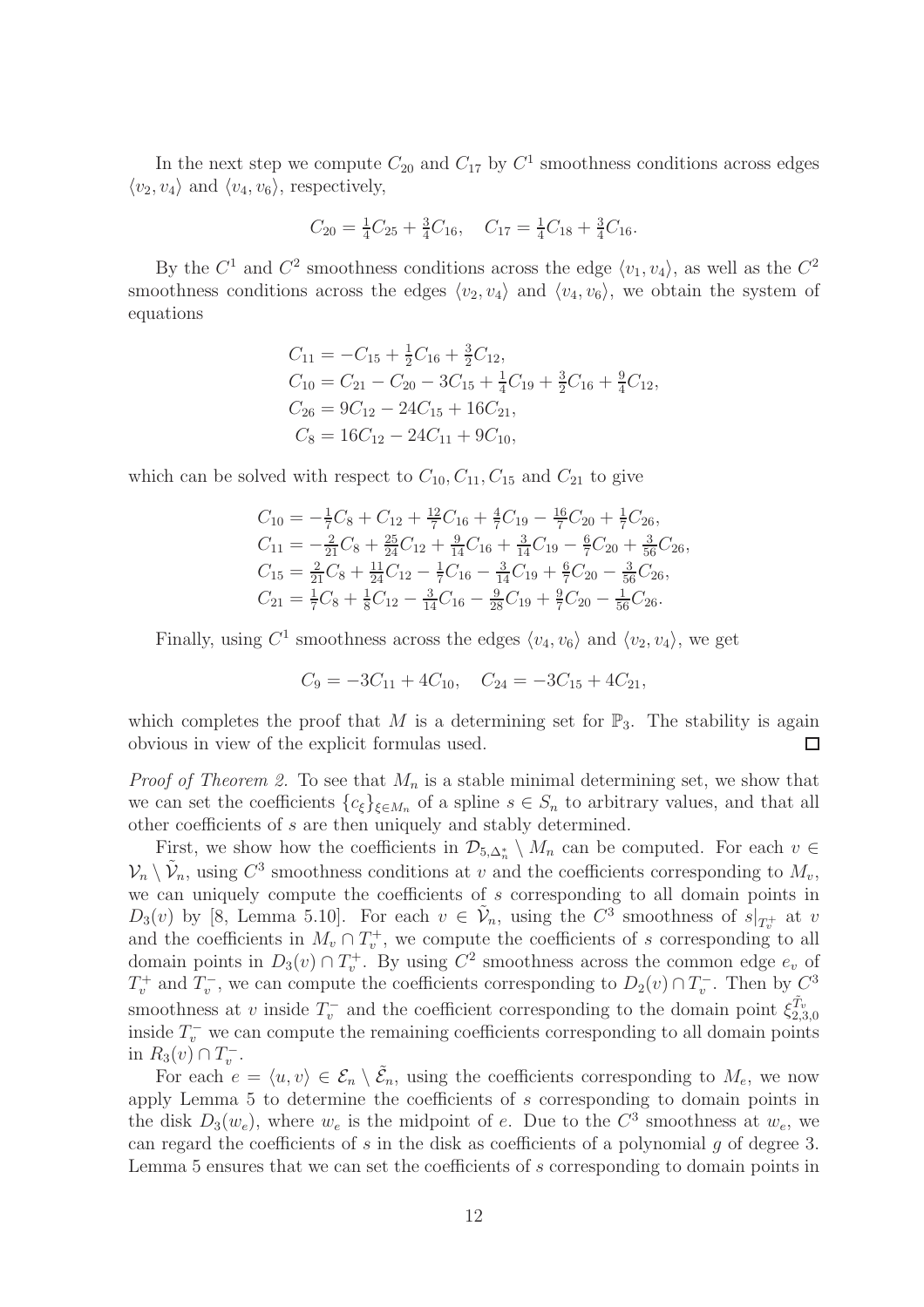In the next step we compute $C_{20}$ and $C_{17}$ by $C^1$ smoothness conditions across edges $\langle v_2, v_4 \rangle$ and $\langle v_4, v_6 \rangle$, respectively,

$$C_{20} = \tfrac{1}{4}C_{25} + \tfrac{3}{4}C_{16}, \quad C_{17} = \tfrac{1}{4}C_{18} + \tfrac{3}{4}C_{16}.$$

By the $C^1$ and $C^2$ smoothness conditions across the edge $\langle v_1, v_4 \rangle$, as well as the $C^2$ smoothness conditions across the edges $\langle v_2, v_4 \rangle$ and $\langle v_4, v_6 \rangle$, we obtain the system of equations

$$\begin{aligned}
C_{11} &= -C_{15} + \tfrac{1}{2}C_{16} + \tfrac{3}{2}C_{12}, \\
C_{10} &= C_{21} - C_{20} - 3C_{15} + \tfrac{1}{4}C_{19} + \tfrac{3}{2}C_{16} + \tfrac{9}{4}C_{12}, \\
C_{26} &= 9C_{12} - 24C_{15} + 16C_{21}, \\
C_{8} &= 16C_{12} - 24C_{11} + 9C_{10},
\end{aligned}$$

which can be solved with respect to $C_{10}, C_{11}, C_{15}$ and $C_{21}$ to give

$$\begin{aligned}
C_{10} &= -\tfrac{1}{7}C_8 + C_{12} + \tfrac{12}{7}C_{16} + \tfrac{4}{7}C_{19} - \tfrac{16}{7}C_{20} + \tfrac{1}{7}C_{26}, \\
C_{11} &= -\tfrac{2}{21}C_8 + \tfrac{25}{24}C_{12} + \tfrac{9}{14}C_{16} + \tfrac{3}{14}C_{19} - \tfrac{6}{7}C_{20} + \tfrac{3}{56}C_{26}, \\
C_{15} &= \tfrac{2}{21}C_8 + \tfrac{11}{24}C_{12} - \tfrac{1}{7}C_{16} - \tfrac{3}{14}C_{19} + \tfrac{6}{7}C_{20} - \tfrac{3}{56}C_{26}, \\
C_{21} &= \tfrac{1}{7}C_8 + \tfrac{1}{8}C_{12} - \tfrac{3}{14}C_{16} - \tfrac{9}{28}C_{19} + \tfrac{9}{7}C_{20} - \tfrac{1}{56}C_{26}.
\end{aligned}$$

Finally, using $C^1$ smoothness across the edges $\langle v_4, v_6 \rangle$ and $\langle v_2, v_4 \rangle$, we get

$$C_9 = -3C_{11} + 4C_{10}, \quad C_{24} = -3C_{15} + 4C_{21},$$

which completes the proof that $M$ is a determining set for $\mathbb{P}_3$. The stability is again obvious in view of the explicit formulas used. □

*Proof of Theorem 2.* To see that $M_n$ is a stable minimal determining set, we show that we can set the coefficients $\{c_\xi\}_{\xi \in M_n}$ of a spline $s \in S_n$ to arbitrary values, and that all other coefficients of $s$ are then uniquely and stably determined.

First, we show how the coefficients in $\mathcal{D}_{5,\Delta_n^*} \setminus M_n$ can be computed. For each $v \in \mathcal{V}_n \setminus \tilde{\mathcal{V}}_n$, using $C^3$ smoothness conditions at $v$ and the coefficients corresponding to $M_v$, we can uniquely compute the coefficients of $s$ corresponding to all domain points in $D_3(v)$ by [8, Lemma 5.10]. For each $v \in \tilde{\mathcal{V}}_n$, using the $C^3$ smoothness of $s|_{T_v^+}$ at $v$ and the coefficients in $M_v \cap T_v^+$, we compute the coefficients of $s$ corresponding to all domain points in $D_3(v) \cap T_v^+$. By using $C^2$ smoothness across the common edge $e_v$ of $T_v^+$ and $T_v^-$, we can compute the coefficients corresponding to $D_2(v) \cap T_v^-$. Then by $C^3$ smoothness at $v$ inside $T_v^-$ and the coefficient corresponding to the domain point $\xi_{2,3,0}^{\tilde{T}_v}$ inside $T_v^-$ we can compute the remaining coefficients corresponding to all domain points in $R_3(v) \cap T_v^-$.

For each $e = \langle u, v \rangle \in \mathcal{E}_n \setminus \tilde{\mathcal{E}}_n$, using the coefficients corresponding to $M_e$, we now apply Lemma 5 to determine the coefficients of $s$ corresponding to domain points in the disk $D_3(w_e)$, where $w_e$ is the midpoint of $e$. Due to the $C^3$ smoothness at $w_e$, we can regard the coefficients of $s$ in the disk as coefficients of a polynomial $g$ of degree 3. Lemma 5 ensures that we can set the coefficients of $s$ corresponding to domain points in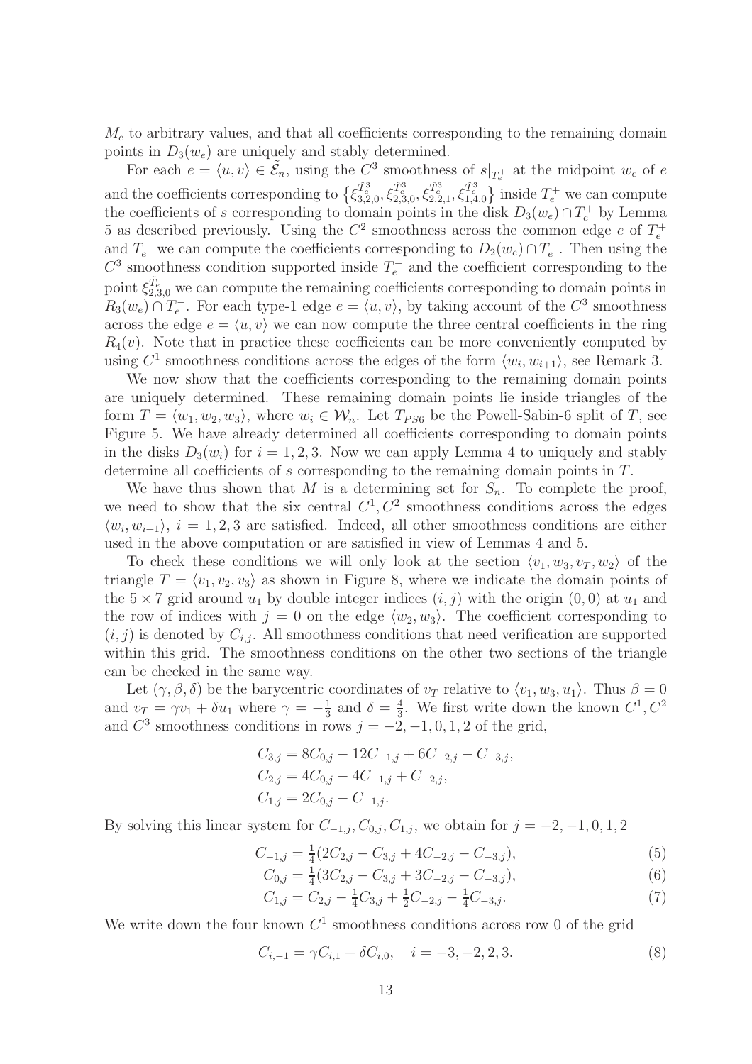$M_e$ to arbitrary values, and that all coefficients corresponding to the remaining domain points in $D_3(w_e)$ are uniquely and stably determined.

For each $e = \langle u, v\rangle \in \tilde{\mathcal{E}}_n$, using the $C^3$ smoothness of $s|_{T_e^+}$ at the midpoint $w_e$ of $e$ and the coefficients corresponding to $\{\xi_{3,2,0}^{\hat{T}_e^3}, \xi_{2,3,0}^{\hat{T}_e^3}, \xi_{2,2,1}^{\hat{T}_e^3}, \xi_{1,4,0}^{\hat{T}_e^3}\}$ inside $T_e^+$ we can compute the coefficients of $s$ corresponding to domain points in the disk $D_3(w_e) \cap T_e^+$ by Lemma 5 as described previously. Using the $C^2$ smoothness across the common edge $e$ of $T_e^+$ and $T_e^-$ we can compute the coefficients corresponding to $D_2(w_e) \cap T_e^-$. Then using the $C^3$ smoothness condition supported inside $T_e^-$ and the coefficient corresponding to the point $\xi_{2,3,0}^{\tilde{T}_e}$ we can compute the remaining coefficients corresponding to domain points in $R_3(w_e) \cap T_e^-$. For each type-1 edge $e = \langle u, v\rangle$, by taking account of the $C^3$ smoothness across the edge $e = \langle u, v\rangle$ we can now compute the three central coefficients in the ring $R_4(v)$. Note that in practice these coefficients can be more conveniently computed by using $C^1$ smoothness conditions across the edges of the form $\langle w_i, w_{i+1}\rangle$, see Remark 3.

We now show that the coefficients corresponding to the remaining domain points are uniquely determined. These remaining domain points lie inside triangles of the form $T = \langle w_1, w_2, w_3\rangle$, where $w_i \in \mathcal{W}_n$. Let $T_{PS6}$ be the Powell-Sabin-6 split of $T$, see Figure 5. We have already determined all coefficients corresponding to domain points in the disks $D_3(w_i)$ for $i = 1, 2, 3$. Now we can apply Lemma 4 to uniquely and stably determine all coefficients of $s$ corresponding to the remaining domain points in $T$.

We have thus shown that $M$ is a determining set for $S_n$. To complete the proof, we need to show that the six central $C^1, C^2$ smoothness conditions across the edges $\langle w_i, w_{i+1}\rangle$, $i = 1, 2, 3$ are satisfied. Indeed, all other smoothness conditions are either used in the above computation or are satisfied in view of Lemmas 4 and 5.

To check these conditions we will only look at the section $\langle v_1, w_3, v_T, w_2\rangle$ of the triangle $T = \langle v_1, v_2, v_3\rangle$ as shown in Figure 8, where we indicate the domain points of the $5 \times 7$ grid around $u_1$ by double integer indices $(i, j)$ with the origin $(0, 0)$ at $u_1$ and the row of indices with $j = 0$ on the edge $\langle w_2, w_3\rangle$. The coefficient corresponding to $(i, j)$ is denoted by $C_{i,j}$. All smoothness conditions that need verification are supported within this grid. The smoothness conditions on the other two sections of the triangle can be checked in the same way.

Let $(\gamma, \beta, \delta)$ be the barycentric coordinates of $v_T$ relative to $\langle v_1, w_3, u_1\rangle$. Thus $\beta = 0$ and $v_T = \gamma v_1 + \delta u_1$ where $\gamma = -\frac{1}{3}$ and $\delta = \frac{4}{3}$. We first write down the known $C^1, C^2$ and $C^3$ smoothness conditions in rows $j = -2, -1, 0, 1, 2$ of the grid,

$$
\begin{aligned}
C_{3,j} &= 8C_{0,j} - 12C_{-1,j} + 6C_{-2,j} - C_{-3,j},\\
C_{2,j} &= 4C_{0,j} - 4C_{-1,j} + C_{-2,j},\\
C_{1,j} &= 2C_{0,j} - C_{-1,j}.
\end{aligned}
$$

By solving this linear system for $C_{-1,j}, C_{0,j}, C_{1,j}$, we obtain for $j = -2, -1, 0, 1, 2$

$$
C_{-1,j} = \tfrac{1}{4}(2C_{2,j} - C_{3,j} + 4C_{-2,j} - C_{-3,j}), \tag{5}
$$

$$
C_{0,j} = \tfrac{1}{4}(3C_{2,j} - C_{3,j} + 3C_{-2,j} - C_{-3,j}), \tag{6}
$$

$$
C_{1,j} = C_{2,j} - \tfrac{1}{4}C_{3,j} + \tfrac{1}{2}C_{-2,j} - \tfrac{1}{4}C_{-3,j}. \tag{7}
$$

We write down the four known $C^1$ smoothness conditions across row 0 of the grid

$$
C_{i,-1} = \gamma C_{i,1} + \delta C_{i,0}, \quad i = -3, -2, 2, 3. \tag{8}
$$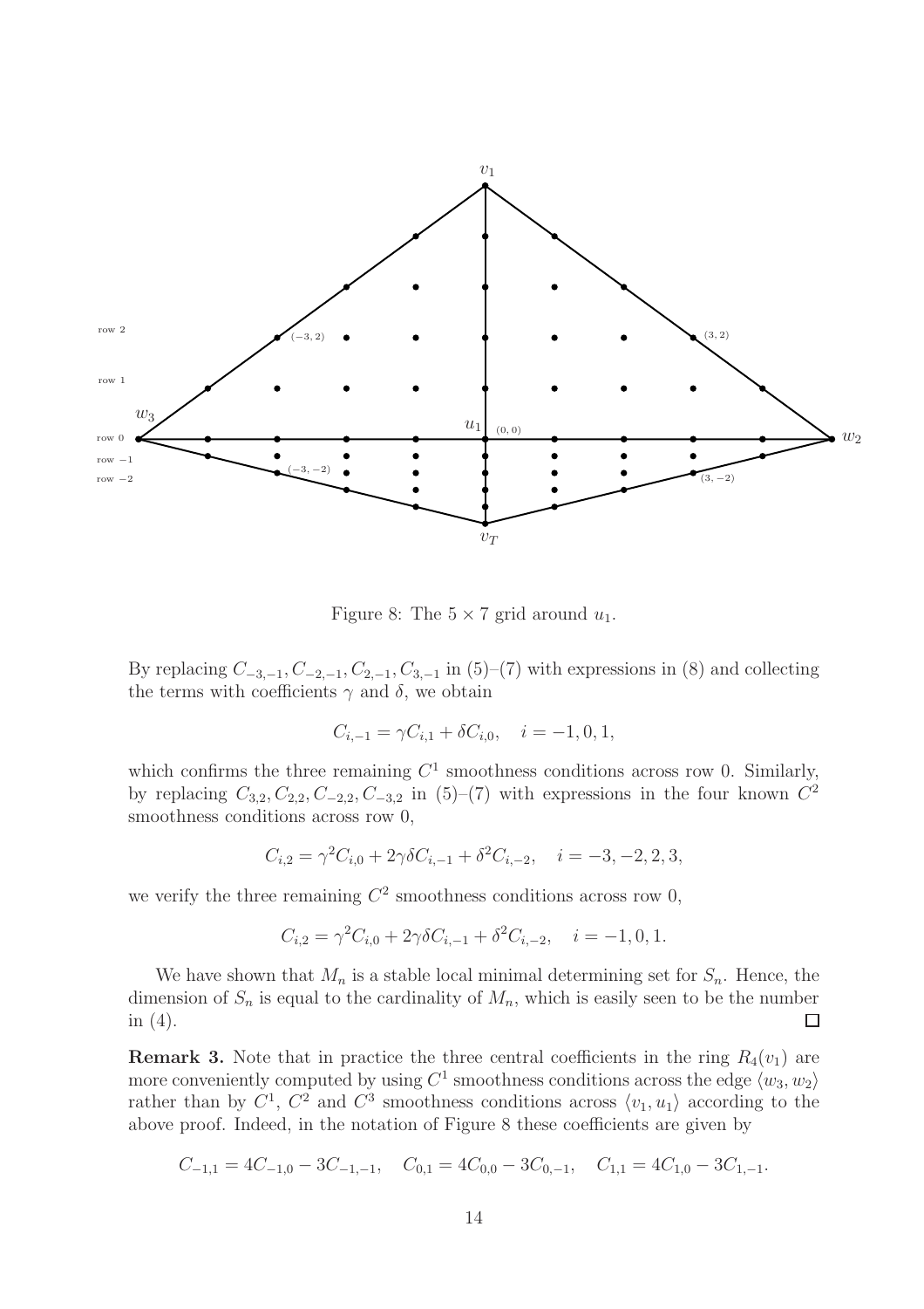Figure 8: The $5 \times 7$ grid around $u_1$.

By replacing $C_{-3,-1}, C_{-2,-1}, C_{2,-1}, C_{3,-1}$ in (5)–(7) with expressions in (8) and collecting the terms with coefficients $\gamma$ and $\delta$, we obtain

$$C_{i,-1} = \gamma C_{i,1} + \delta C_{i,0}, \quad i = -1, 0, 1,$$

which confirms the three remaining $C^1$ smoothness conditions across row 0. Similarly, by replacing $C_{3,2}, C_{2,2}, C_{-2,2}, C_{-3,2}$ in (5)–(7) with expressions in the four known $C^2$ smoothness conditions across row 0,

$$C_{i,2} = \gamma^2 C_{i,0} + 2\gamma\delta C_{i,-1} + \delta^2 C_{i,-2}, \quad i = -3, -2, 2, 3,$$

we verify the three remaining $C^2$ smoothness conditions across row 0,

$$C_{i,2} = \gamma^2 C_{i,0} + 2\gamma\delta C_{i,-1} + \delta^2 C_{i,-2}, \quad i = -1, 0, 1.$$

We have shown that $M_n$ is a stable local minimal determining set for $S_n$. Hence, the dimension of $S_n$ is equal to the cardinality of $M_n$, which is easily seen to be the number in (4). $\square$

**Remark 3.** Note that in practice the three central coefficients in the ring $R_4(v_1)$ are more conveniently computed by using $C^1$ smoothness conditions across the edge $\langle w_3, w_2 \rangle$ rather than by $C^1$, $C^2$ and $C^3$ smoothness conditions across $\langle v_1, u_1 \rangle$ according to the above proof. Indeed, in the notation of Figure 8 these coefficients are given by

$$C_{-1,1} = 4C_{-1,0} - 3C_{-1,-1}, \quad C_{0,1} = 4C_{0,0} - 3C_{0,-1}, \quad C_{1,1} = 4C_{1,0} - 3C_{1,-1}.$$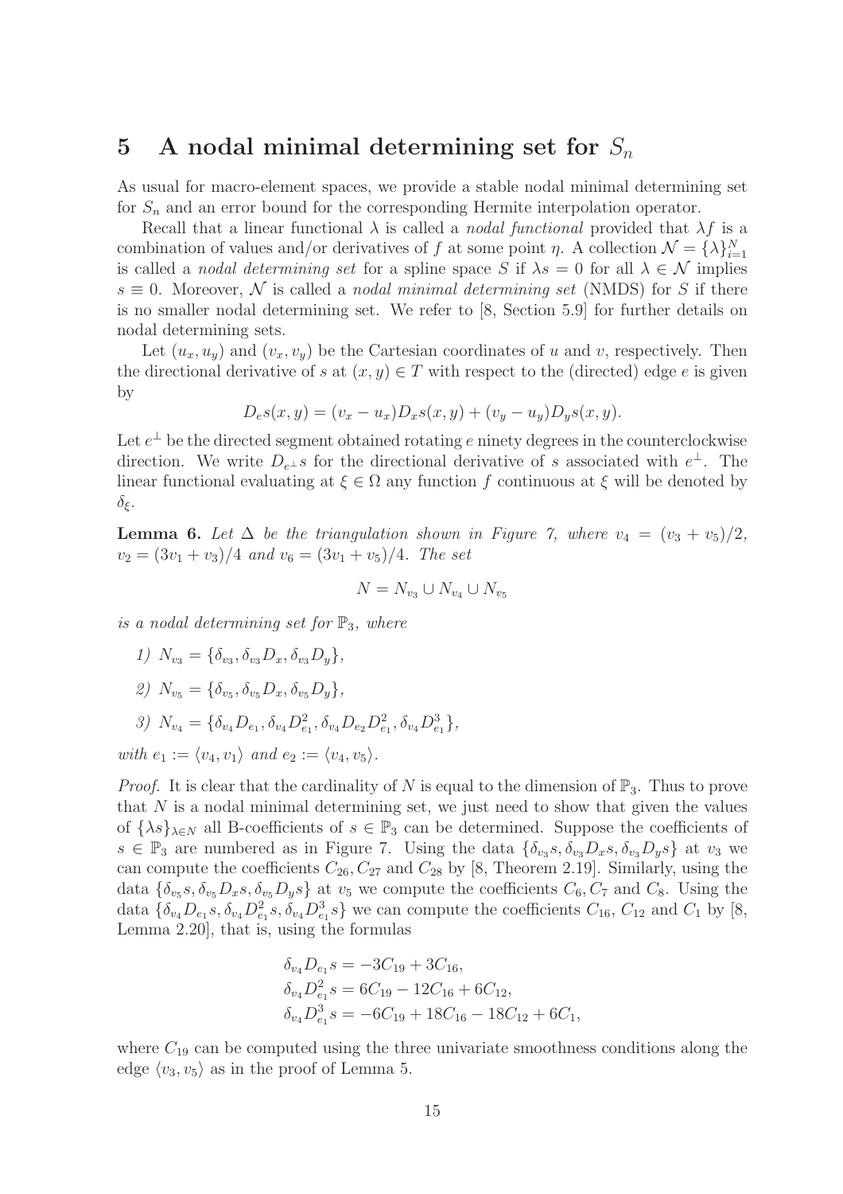## 5 A nodal minimal determining set for $S_n$

As usual for macro-element spaces, we provide a stable nodal minimal determining set for $S_n$ and an error bound for the corresponding Hermite interpolation operator.

Recall that a linear functional $\lambda$ is called a *nodal functional* provided that $\lambda f$ is a combination of values and/or derivatives of $f$ at some point $\eta$. A collection $\mathcal{N} = \{\lambda\}_{i=1}^N$ is called a *nodal determining set* for a spline space $S$ if $\lambda s = 0$ for all $\lambda \in \mathcal{N}$ implies $s \equiv 0$. Moreover, $\mathcal{N}$ is called a *nodal minimal determining set* (NMDS) for $S$ if there is no smaller nodal determining set. We refer to [8, Section 5.9] for further details on nodal determining sets.

Let $(u_x, u_y)$ and $(v_x, v_y)$ be the Cartesian coordinates of $u$ and $v$, respectively. Then the directional derivative of $s$ at $(x, y) \in T$ with respect to the (directed) edge $e$ is given by

$$D_e s(x, y) = (v_x - u_x) D_x s(x, y) + (v_y - u_y) D_y s(x, y).$$

Let $e^{\perp}$ be the directed segment obtained rotating $e$ ninety degrees in the counterclockwise direction. We write $D_{e^{\perp}} s$ for the directional derivative of $s$ associated with $e^{\perp}$. The linear functional evaluating at $\xi \in \Omega$ any function $f$ continuous at $\xi$ will be denoted by $\delta_\xi$.

**Lemma 6.** *Let $\Delta$ be the triangulation shown in Figure 7, where $v_4 = (v_3 + v_5)/2$, $v_2 = (3v_1 + v_3)/4$ and $v_6 = (3v_1 + v_5)/4$. The set*

$$N = N_{v_3} \cup N_{v_4} \cup N_{v_5}$$

*is a nodal determining set for $\mathbb{P}_3$, where*

1) $N_{v_3} = \{\delta_{v_3}, \delta_{v_3} D_x, \delta_{v_3} D_y\}$,

2) $N_{v_5} = \{\delta_{v_5}, \delta_{v_5} D_x, \delta_{v_5} D_y\}$,

3) $N_{v_4} = \{\delta_{v_4} D_{e_1}, \delta_{v_4} D_{e_1}^2, \delta_{v_4} D_{e_2} D_{e_1}^2, \delta_{v_4} D_{e_1}^3\}$,

*with $e_1 := \langle v_4, v_1 \rangle$ and $e_2 := \langle v_4, v_5 \rangle$.*

*Proof.* It is clear that the cardinality of $N$ is equal to the dimension of $\mathbb{P}_3$. Thus to prove that $N$ is a nodal minimal determining set, we just need to show that given the values of $\{\lambda s\}_{\lambda \in N}$ all B-coefficients of $s \in \mathbb{P}_3$ can be determined. Suppose the coefficients of $s \in \mathbb{P}_3$ are numbered as in Figure 7. Using the data $\{\delta_{v_3} s, \delta_{v_3} D_x s, \delta_{v_3} D_y s\}$ at $v_3$ we can compute the coefficients $C_{26}, C_{27}$ and $C_{28}$ by [8, Theorem 2.19]. Similarly, using the data $\{\delta_{v_5} s, \delta_{v_5} D_x s, \delta_{v_5} D_y s\}$ at $v_5$ we compute the coefficients $C_6, C_7$ and $C_8$. Using the data $\{\delta_{v_4} D_{e_1} s, \delta_{v_4} D_{e_1}^2 s, \delta_{v_4} D_{e_1}^3 s\}$ we can compute the coefficients $C_{16}$, $C_{12}$ and $C_1$ by [8, Lemma 2.20], that is, using the formulas

$$\begin{aligned}
\delta_{v_4} D_{e_1} s &= -3C_{19} + 3C_{16}, \\
\delta_{v_4} D_{e_1}^2 s &= 6C_{19} - 12C_{16} + 6C_{12}, \\
\delta_{v_4} D_{e_1}^3 s &= -6C_{19} + 18C_{16} - 18C_{12} + 6C_1,
\end{aligned}$$

where $C_{19}$ can be computed using the three univariate smoothness conditions along the edge $\langle v_3, v_5 \rangle$ as in the proof of Lemma 5.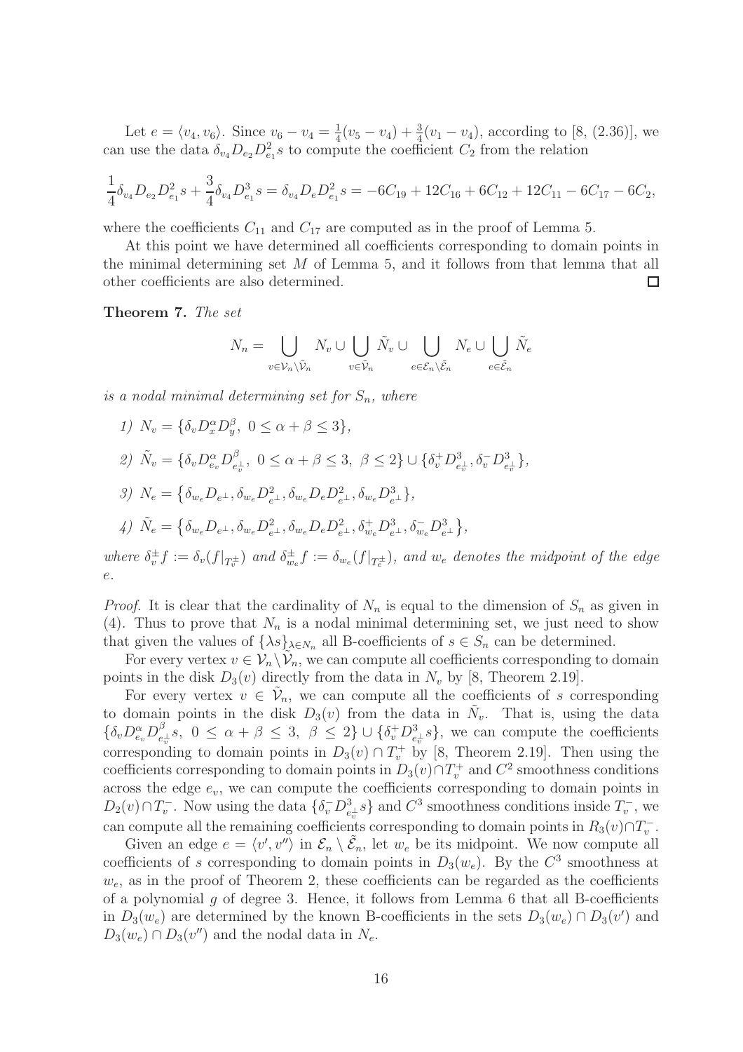Let $e = \langle v_4, v_6 \rangle$. Since $v_6 - v_4 = \frac{1}{4}(v_5 - v_4) + \frac{3}{4}(v_1 - v_4)$, according to [8, (2.36)], we can use the data $\delta_{v_4} D_{e_2} D_{e_1}^2 s$ to compute the coefficient $C_2$ from the relation

$$\frac{1}{4}\delta_{v_4} D_{e_2} D_{e_1}^2 s + \frac{3}{4}\delta_{v_4} D_{e_1}^3 s = \delta_{v_4} D_e D_{e_1}^2 s = -6C_{19} + 12C_{16} + 6C_{12} + 12C_{11} - 6C_{17} - 6C_2,$$

where the coefficients $C_{11}$ and $C_{17}$ are computed as in the proof of Lemma 5.

At this point we have determined all coefficients corresponding to domain points in the minimal determining set $M$ of Lemma 5, and it follows from that lemma that all other coefficients are also determined. $\square$

**Theorem 7.** *The set*

$$N_n = \bigcup_{v \in \mathcal{V}_n \setminus \tilde{\mathcal{V}}_n} N_v \cup \bigcup_{v \in \tilde{\mathcal{V}}_n} \tilde{N}_v \cup \bigcup_{e \in \mathcal{E}_n \setminus \tilde{\mathcal{E}}_n} N_e \cup \bigcup_{e \in \tilde{\mathcal{E}}_n} \tilde{N}_e$$

*is a nodal minimal determining set for $S_n$, where*

1) $N_v = \{\delta_v D_x^\alpha D_y^\beta,\ 0 \le \alpha + \beta \le 3\}$,

2) $\tilde{N}_v = \{\delta_v D_{e_v}^\alpha D_{e_v^\perp}^\beta,\ 0 \le \alpha + \beta \le 3,\ \beta \le 2\} \cup \{\delta_v^+ D_{e_v^\perp}^3, \delta_v^- D_{e_v^\perp}^3\}$,

3) $N_e = \{\delta_{w_e} D_{e^\perp}, \delta_{w_e} D_{e^\perp}^2, \delta_{w_e} D_e D_{e^\perp}^2, \delta_{w_e} D_{e^\perp}^3\}$,

4) $\tilde{N}_e = \{\delta_{w_e} D_{e^\perp}, \delta_{w_e} D_{e^\perp}^2, \delta_{w_e} D_e D_{e^\perp}^2, \delta_{w_e}^+ D_{e^\perp}^3, \delta_{w_e}^- D_{e^\perp}^3\}$,

*where $\delta_v^\pm f := \delta_v(f|_{T_v^\pm})$ and $\delta_{w_e}^\pm f := \delta_{w_e}(f|_{T_e^\pm})$, and $w_e$ denotes the midpoint of the edge $e$.*

*Proof.* It is clear that the cardinality of $N_n$ is equal to the dimension of $S_n$ as given in (4). Thus to prove that $N_n$ is a nodal minimal determining set, we just need to show that given the values of $\{\lambda s\}_{\lambda \in N_n}$ all B-coefficients of $s \in S_n$ can be determined.

For every vertex $v \in \mathcal{V}_n \setminus \tilde{\mathcal{V}}_n$, we can compute all coefficients corresponding to domain points in the disk $D_3(v)$ directly from the data in $N_v$ by [8, Theorem 2.19].

For every vertex $v \in \tilde{\mathcal{V}}_n$, we can compute all the coefficients of $s$ corresponding to domain points in the disk $D_3(v)$ from the data in $\tilde{N}_v$. That is, using the data $\{\delta_v D_{e_v}^\alpha D_{e_v^\perp}^\beta s,\ 0 \le \alpha + \beta \le 3,\ \beta \le 2\} \cup \{\delta_v^+ D_{e_v^\perp}^3 s\}$, we can compute the coefficients corresponding to domain points in $D_3(v) \cap T_v^+$ by [8, Theorem 2.19]. Then using the coefficients corresponding to domain points in $D_3(v) \cap T_v^+$ and $C^2$ smoothness conditions across the edge $e_v$, we can compute the coefficients corresponding to domain points in $D_2(v) \cap T_v^-$. Now using the data $\{\delta_v^- D_{e_v^\perp}^3 s\}$ and $C^3$ smoothness conditions inside $T_v^-$, we can compute all the remaining coefficients corresponding to domain points in $R_3(v) \cap T_v^-$.

Given an edge $e = \langle v', v'' \rangle$ in $\mathcal{E}_n \setminus \tilde{\mathcal{E}}_n$, let $w_e$ be its midpoint. We now compute all coefficients of $s$ corresponding to domain points in $D_3(w_e)$. By the $C^3$ smoothness at $w_e$, as in the proof of Theorem 2, these coefficients can be regarded as the coefficients of a polynomial $g$ of degree 3. Hence, it follows from Lemma 6 that all B-coefficients in $D_3(w_e)$ are determined by the known B-coefficients in the sets $D_3(w_e) \cap D_3(v')$ and $D_3(w_e) \cap D_3(v'')$ and the nodal data in $N_e$.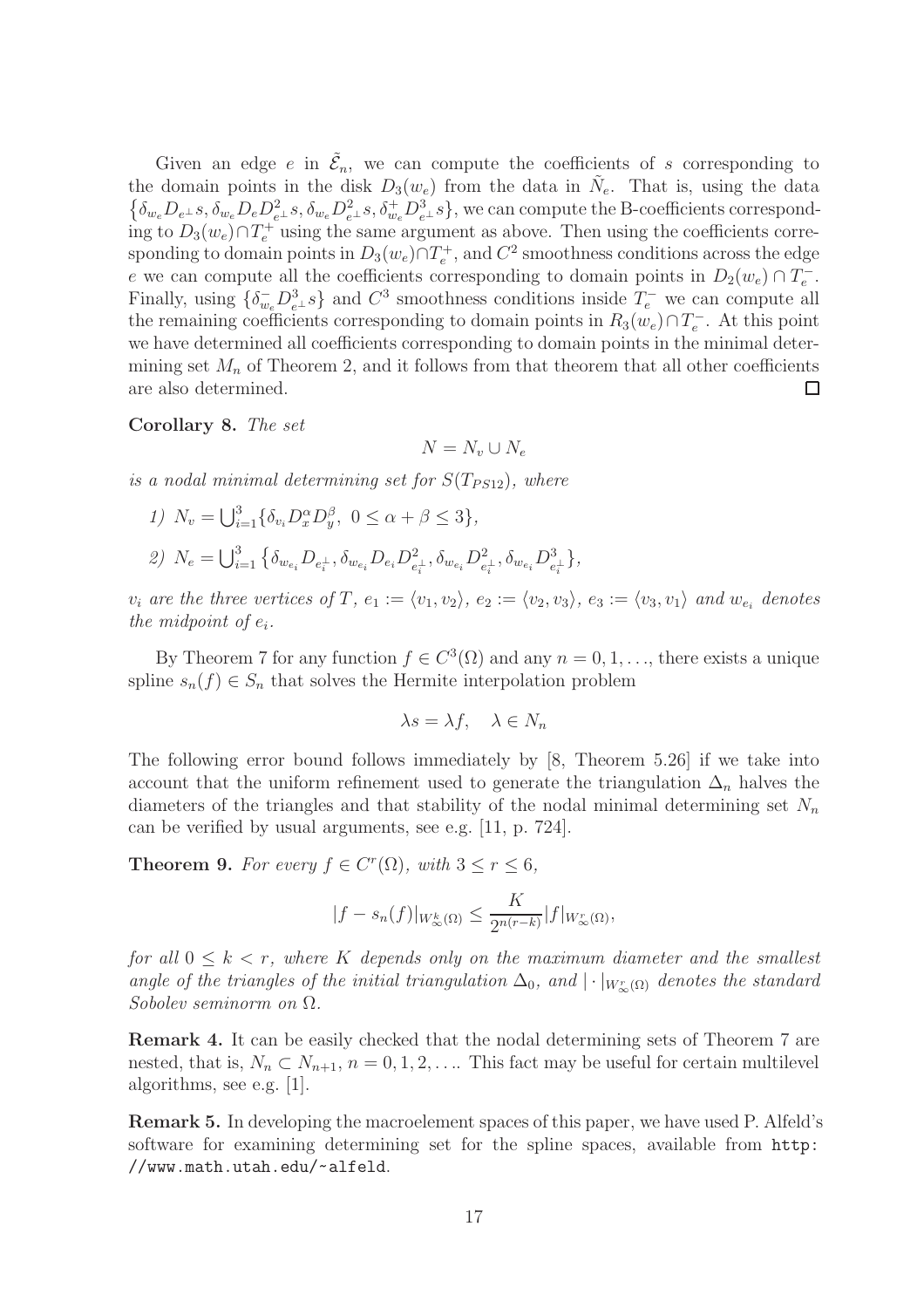Given an edge $e$ in $\tilde{\mathcal{E}}_n$, we can compute the coefficients of $s$ corresponding to the domain points in the disk $D_3(w_e)$ from the data in $\tilde{N}_e$. That is, using the data $\{\delta_{w_e} D_{e^\perp} s, \delta_{w_e} D_e D^2_{e^\perp} s, \delta_{w_e} D^2_{e^\perp} s, \delta^+_{w_e} D^3_{e^\perp} s\}$, we can compute the B-coefficients corresponding to $D_3(w_e) \cap T_e^+$ using the same argument as above. Then using the coefficients corresponding to domain points in $D_3(w_e) \cap T_e^+$, and $C^2$ smoothness conditions across the edge $e$ we can compute all the coefficients corresponding to domain points in $D_2(w_e) \cap T_e^-$. Finally, using $\{\delta^-_{w_e} D^3_{e^\perp} s\}$ and $C^3$ smoothness conditions inside $T_e^-$ we can compute all the remaining coefficients corresponding to domain points in $R_3(w_e) \cap T_e^-$. At this point we have determined all coefficients corresponding to domain points in the minimal determining set $M_n$ of Theorem 2, and it follows from that theorem that all other coefficients are also determined. □

**Corollary 8.** *The set*

$$N = N_v \cup N_e$$

*is a nodal minimal determining set for* $S(T_{PS12})$*, where*

1) $N_v = \bigcup_{i=1}^3 \{\delta_{v_i} D_x^\alpha D_y^\beta,\ 0 \le \alpha + \beta \le 3\}$,
2) $N_e = \bigcup_{i=1}^3 \{\delta_{w_{e_i}} D_{e_i^\perp}, \delta_{w_{e_i}} D_{e_i} D^2_{e_i^\perp}, \delta_{w_{e_i}} D^2_{e_i^\perp}, \delta_{w_{e_i}} D^3_{e_i^\perp}\}$,

$v_i$ *are the three vertices of* $T$*,* $e_1 := \langle v_1, v_2\rangle$*,* $e_2 := \langle v_2, v_3\rangle$*,* $e_3 := \langle v_3, v_1\rangle$ *and* $w_{e_i}$ *denotes the midpoint of* $e_i$*.*

By Theorem 7 for any function $f \in C^3(\Omega)$ and any $n = 0, 1, \ldots$, there exists a unique spline $s_n(f) \in S_n$ that solves the Hermite interpolation problem

$$\lambda s = \lambda f, \quad \lambda \in N_n$$

The following error bound follows immediately by [8, Theorem 5.26] if we take into account that the uniform refinement used to generate the triangulation $\Delta_n$ halves the diameters of the triangles and that stability of the nodal minimal determining set $N_n$ can be verified by usual arguments, see e.g. [11, p. 724].

**Theorem 9.** *For every* $f \in C^r(\Omega)$*, with* $3 \le r \le 6$*,*

$$|f - s_n(f)|_{W^k_\infty(\Omega)} \le \frac{K}{2^{n(r-k)}} |f|_{W^r_\infty(\Omega)},$$

*for all* $0 \le k < r$*, where* $K$ *depends only on the maximum diameter and the smallest angle of the triangles of the initial triangulation* $\Delta_0$*, and* $|\cdot|_{W^r_\infty(\Omega)}$ *denotes the standard Sobolev seminorm on* $\Omega$*.*

**Remark 4.** It can be easily checked that the nodal determining sets of Theorem 7 are nested, that is, $N_n \subset N_{n+1}$, $n = 0, 1, 2, \ldots$. This fact may be useful for certain multilevel algorithms, see e.g. [1].

**Remark 5.** In developing the macroelement spaces of this paper, we have used P. Alfeld's software for examining determining set for the spline spaces, available from `http://www.math.utah.edu/~alfeld`.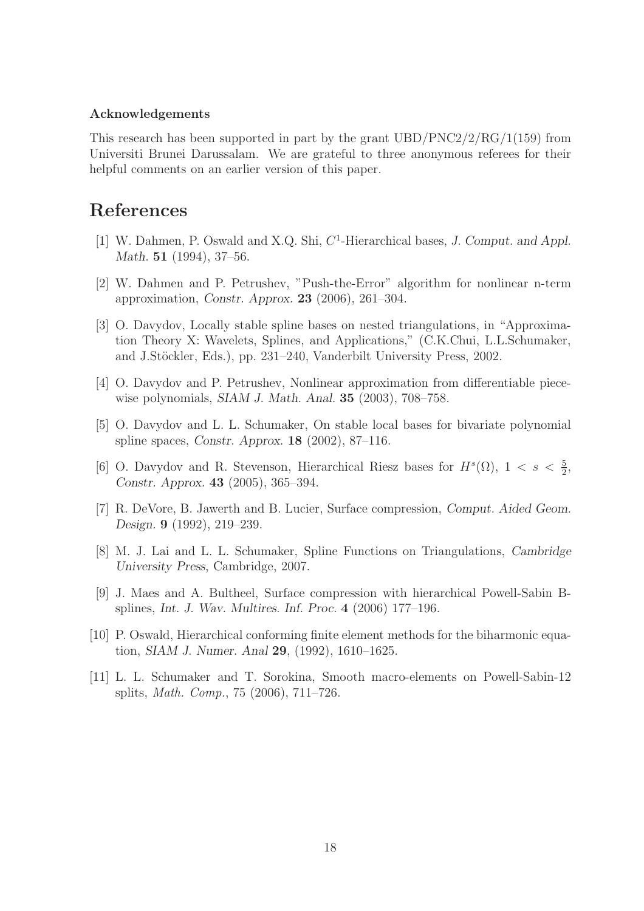**Acknowledgements**

This research has been supported in part by the grant UBD/PNC2/2/RG/1(159) from Universiti Brunei Darussalam. We are grateful to three anonymous referees for their helpful comments on an earlier version of this paper.

# References

[1] W. Dahmen, P. Oswald and X.Q. Shi, $C^1$-Hierarchical bases, *J. Comput. and Appl. Math.* **51** (1994), 37–56.

[2] W. Dahmen and P. Petrushev, "Push-the-Error" algorithm for nonlinear n-term approximation, *Constr. Approx.* **23** (2006), 261–304.

[3] O. Davydov, Locally stable spline bases on nested triangulations, in "Approximation Theory X: Wavelets, Splines, and Applications," (C.K.Chui, L.L.Schumaker, and J.Stöckler, Eds.), pp. 231–240, Vanderbilt University Press, 2002.

[4] O. Davydov and P. Petrushev, Nonlinear approximation from differentiable piecewise polynomials, *SIAM J. Math. Anal.* **35** (2003), 708–758.

[5] O. Davydov and L. L. Schumaker, On stable local bases for bivariate polynomial spline spaces, *Constr. Approx.* **18** (2002), 87–116.

[6] O. Davydov and R. Stevenson, Hierarchical Riesz bases for $H^s(\Omega)$, $1 < s < \frac{5}{2}$, *Constr. Approx.* **43** (2005), 365–394.

[7] R. DeVore, B. Jawerth and B. Lucier, Surface compression, *Comput. Aided Geom. Design.* **9** (1992), 219–239.

[8] M. J. Lai and L. L. Schumaker, Spline Functions on Triangulations, *Cambridge University Press*, Cambridge, 2007.

[9] J. Maes and A. Bultheel, Surface compression with hierarchical Powell-Sabin B-splines, *Int. J. Wav. Multires. Inf. Proc.* **4** (2006) 177–196.

[10] P. Oswald, Hierarchical conforming finite element methods for the biharmonic equation, *SIAM J. Numer. Anal* **29**, (1992), 1610–1625.

[11] L. L. Schumaker and T. Sorokina, Smooth macro-elements on Powell-Sabin-12 splits, *Math. Comp.*, 75 (2006), 711–726.